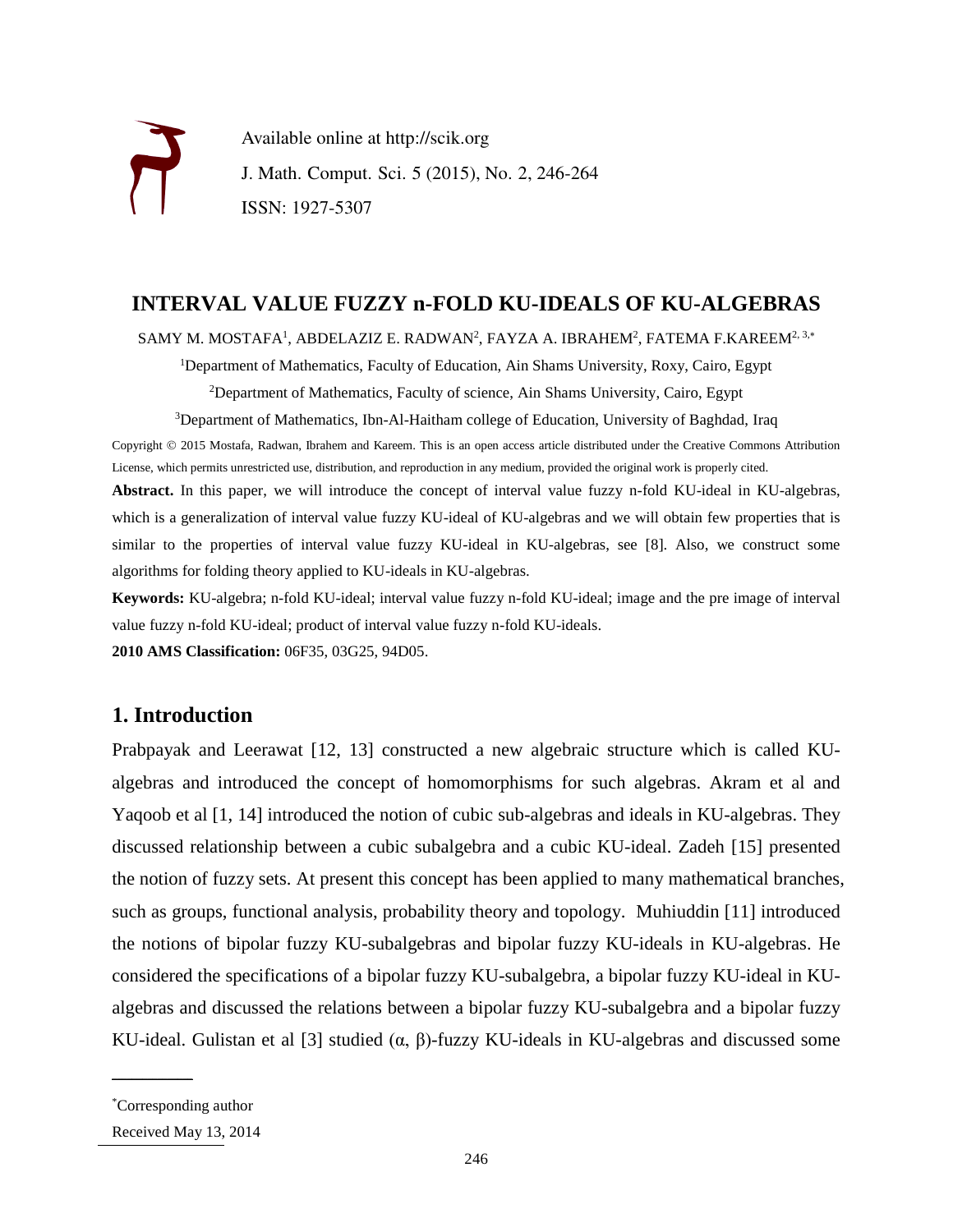Available online at http://scik.org

J. Math. Comput. Sci. 5 (2015), No. 2, 246-264

ISSN: 1927-5307

# INTERVAL VALUE FUZZY n-FOLD KU-IDEALS OF KU-ALGEBRAS

SAMY M. MOSTAFA[1], ABDELAZIZ E. RADWAN[2], FAYZA A. IBRAHEM[2], FATEMA F.KAREEM[2, 3,*]

[1]Department of Mathematics, Faculty of Education, Ain Shams University, Roxy, Cairo, Egypt

[2]Department of Mathematics, Faculty of science, Ain Shams University, Cairo, Egypt

[3]Department of Mathematics, Ibn-Al-Haitham college of Education, University of Baghdad, Iraq

Copyright © 2015 Mostafa, Radwan, Ibrahem and Kareem. This is an open access article distributed under the Creative Commons Attribution License, which permits unrestricted use, distribution, and reproduction in any medium, provided the original work is properly cited.

**Abstract.** In this paper, we will introduce the concept of interval value fuzzy n-fold KU-ideal in KU-algebras, which is a generalization of interval value fuzzy KU-ideal of KU-algebras and we will obtain few properties that is similar to the properties of interval value fuzzy KU-ideal in KU-algebras, see [8]. Also, we construct some algorithms for folding theory applied to KU-ideals in KU-algebras.

**Keywords:** KU-algebra; n-fold KU-ideal; interval value fuzzy n-fold KU-ideal; image and the pre image of interval value fuzzy n-fold KU-ideal; product of interval value fuzzy n-fold KU-ideals.

**2010 AMS Classification:** 06F35, 03G25, 94D05.

## 1. Introduction

Prabpayak and Leerawat [12, 13] constructed a new algebraic structure which is called KU-algebras and introduced the concept of homomorphisms for such algebras. Akram et al and Yaqoob et al [1, 14] introduced the notion of cubic sub-algebras and ideals in KU-algebras. They discussed relationship between a cubic subalgebra and a cubic KU-ideal. Zadeh [15] presented the notion of fuzzy sets. At present this concept has been applied to many mathematical branches, such as groups, functional analysis, probability theory and topology. Muhiuddin [11] introduced the notions of bipolar fuzzy KU-subalgebras and bipolar fuzzy KU-ideals in KU-algebras. He considered the specifications of a bipolar fuzzy KU-subalgebra, a bipolar fuzzy KU-ideal in KU-algebras and discussed the relations between a bipolar fuzzy KU-subalgebra and a bipolar fuzzy KU-ideal. Gulistan et al [3] studied (α, β)-fuzzy KU-ideals in KU-algebras and discussed some

*Corresponding author

Received May 13, 2014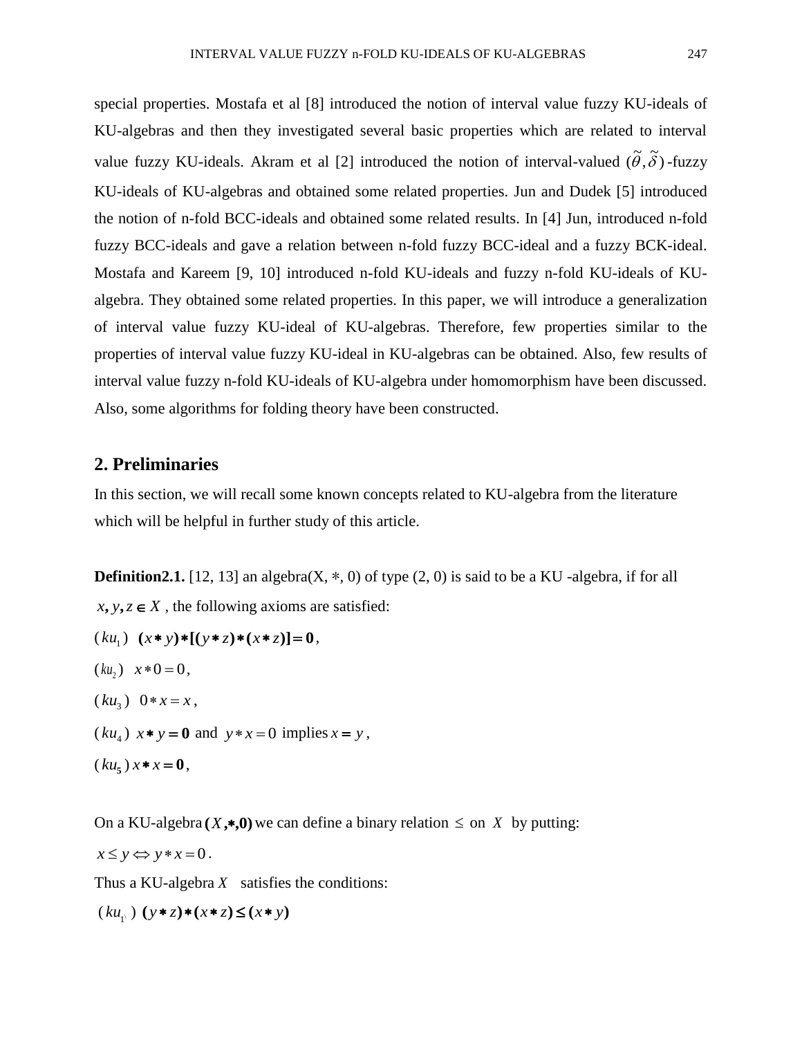special properties. Mostafa et al [8] introduced the notion of interval value fuzzy KU-ideals of KU-algebras and then they investigated several basic properties which are related to interval value fuzzy KU-ideals. Akram et al [2] introduced the notion of interval-valued $(\tilde{\theta},\tilde{\delta})$-fuzzy KU-ideals of KU-algebras and obtained some related properties. Jun and Dudek [5] introduced the notion of n-fold BCC-ideals and obtained some related results. In [4] Jun, introduced n-fold fuzzy BCC-ideals and gave a relation between n-fold fuzzy BCC-ideal and a fuzzy BCK-ideal. Mostafa and Kareem [9, 10] introduced n-fold KU-ideals and fuzzy n-fold KU-ideals of KU-algebra. They obtained some related properties. In this paper, we will introduce a generalization of interval value fuzzy KU-ideal of KU-algebras. Therefore, few properties similar to the properties of interval value fuzzy KU-ideal in KU-algebras can be obtained. Also, few results of interval value fuzzy n-fold KU-ideals of KU-algebra under homomorphism have been discussed. Also, some algorithms for folding theory have been constructed.

## 2. Preliminaries

In this section, we will recall some known concepts related to KU-algebra from the literature which will be helpful in further study of this article.

**Definition2.1.** [12, 13] an algebra$(X, *, 0)$ of type (2, 0) is said to be a KU -algebra, if for all $x, y, z \in X$, the following axioms are satisfied:

$(ku_1)$ $(x * y) * [(y * z) * (x * z)] = 0$,

$(ku_2)$ $x * 0 = 0$,

$(ku_3)$ $0 * x = x$,

$(ku_4)$ $x * y = 0$ and $y * x = 0$ implies $x = y$,

$(ku_5)$ $x * x = 0$,

On a KU-algebra $(X, *, 0)$ we can define a binary relation $\leq$ on $X$ by putting:

$x \leq y \Leftrightarrow y * x = 0$.

Thus a KU-algebra $X$ satisfies the conditions:

$(ku_{1'})$ $(y * z) * (x * z) \leq (x * y)$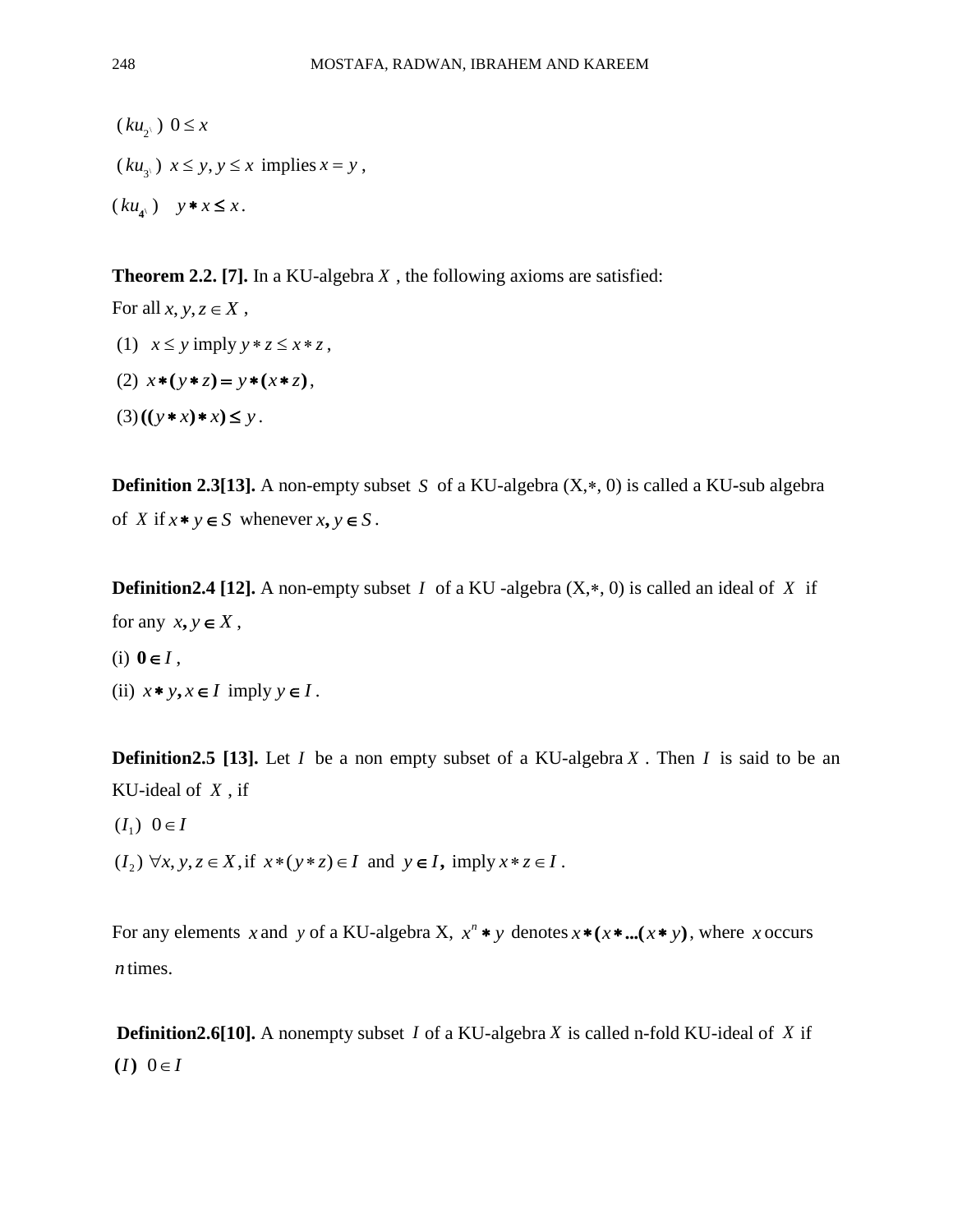$(ku_{2'})$ $0 \leq x$

$(ku_{3'})$ $x \leq y, y \leq x$ implies $x = y$,

$(ku_{4'})$ $y * x \leq x$.

**Theorem 2.2. [7].** In a KU-algebra $X$, the following axioms are satisfied:

For all $x, y, z \in X$,

(1) $x \leq y$ imply $y * z \leq x * z$,

(2) $x * (y * z) = y * (x * z)$,

(3) $((y * x) * x) \leq y$.

**Definition 2.3[13].** A non-empty subset $S$ of a KU-algebra (X,∗, 0) is called a KU-sub algebra of $X$ if $x * y \in S$ whenever $x, y \in S$.

**Definition2.4 [12].** A non-empty subset $I$ of a KU -algebra (X,∗, 0) is called an ideal of $X$ if for any $x, y \in X$,

(i) $0 \in I$,

(ii) $x * y, x \in I$ imply $y \in I$.

**Definition2.5 [13].** Let $I$ be a non empty subset of a KU-algebra $X$. Then $I$ is said to be an KU-ideal of $X$, if

$(I_1)$ $0 \in I$

$(I_2)$ $\forall x, y, z \in X$, if $x * (y * z) \in I$ and $y \in I$, imply $x * z \in I$.

For any elements $x$ and $y$ of a KU-algebra X, $x^n * y$ denotes $x * (x * ...(x * y))$, where $x$ occurs $n$ times.

**Definition2.6[10].** A nonempty subset $I$ of a KU-algebra $X$ is called n-fold KU-ideal of $X$ if

$(I)$ $0 \in I$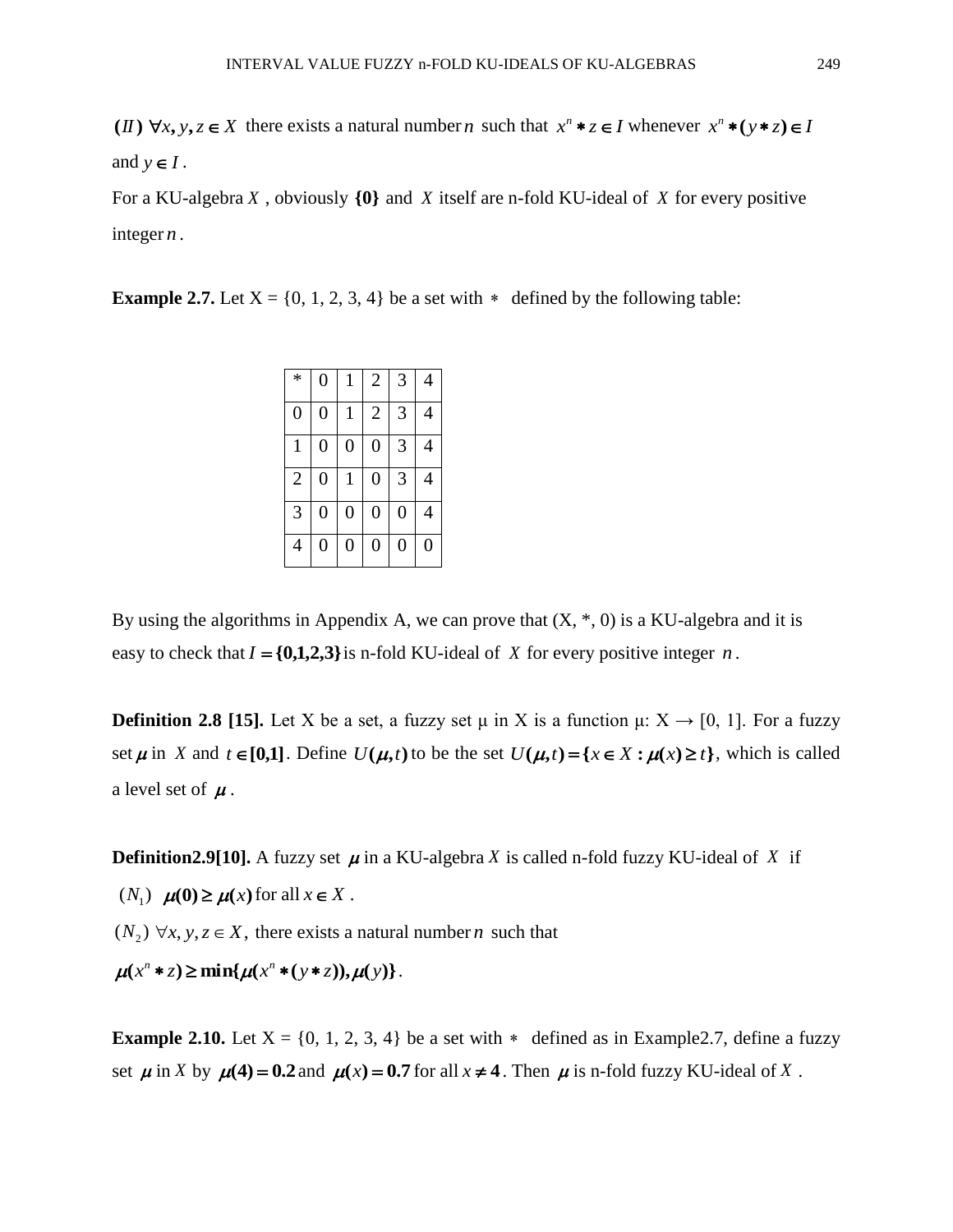**(II)** $\forall x, y, z \in X$ there exists a natural number $n$ such that $x^n * z \in I$ whenever $x^n * (y * z) \in I$ and $y \in I$.

For a KU-algebra $X$, obviously $\{0\}$ and $X$ itself are n-fold KU-ideal of $X$ for every positive integer $n$.

**Example 2.7.** Let X = {0, 1, 2, 3, 4} be a set with $*$ defined by the following table:

| * | 0 | 1 | 2 | 3 | 4 |
|---|---|---|---|---|---|
| 0 | 0 | 1 | 2 | 3 | 4 |
| 1 | 0 | 0 | 0 | 3 | 4 |
| 2 | 0 | 1 | 0 | 3 | 4 |
| 3 | 0 | 0 | 0 | 0 | 4 |
| 4 | 0 | 0 | 0 | 0 | 0 |

By using the algorithms in Appendix A, we can prove that (X, *, 0) is a KU-algebra and it is easy to check that $I = \{0,1,2,3\}$ is n-fold KU-ideal of $X$ for every positive integer $n$.

**Definition 2.8 [15].** Let X be a set, a fuzzy set μ in X is a function μ: X → [0, 1]. For a fuzzy set $\mu$ in $X$ and $t \in [0,1]$. Define $U(\mu, t)$ to be the set $U(\mu, t) = \{x \in X : \mu(x) \geq t\}$, which is called a level set of $\mu$.

**Definition2.9[10].** A fuzzy set $\mu$ in a KU-algebra $X$ is called n-fold fuzzy KU-ideal of $X$ if

$(N_1)$ $\mu(0) \geq \mu(x)$ for all $x \in X$.

$(N_2)$ $\forall x, y, z \in X$, there exists a natural number $n$ such that

$\mu(x^n * z) \geq \min\{\mu(x^n * (y * z)), \mu(y)\}$.

**Example 2.10.** Let X = {0, 1, 2, 3, 4} be a set with $*$ defined as in Example2.7, define a fuzzy set $\mu$ in $X$ by $\mu(4) = 0.2$ and $\mu(x) = 0.7$ for all $x \neq 4$. Then $\mu$ is n-fold fuzzy KU-ideal of $X$.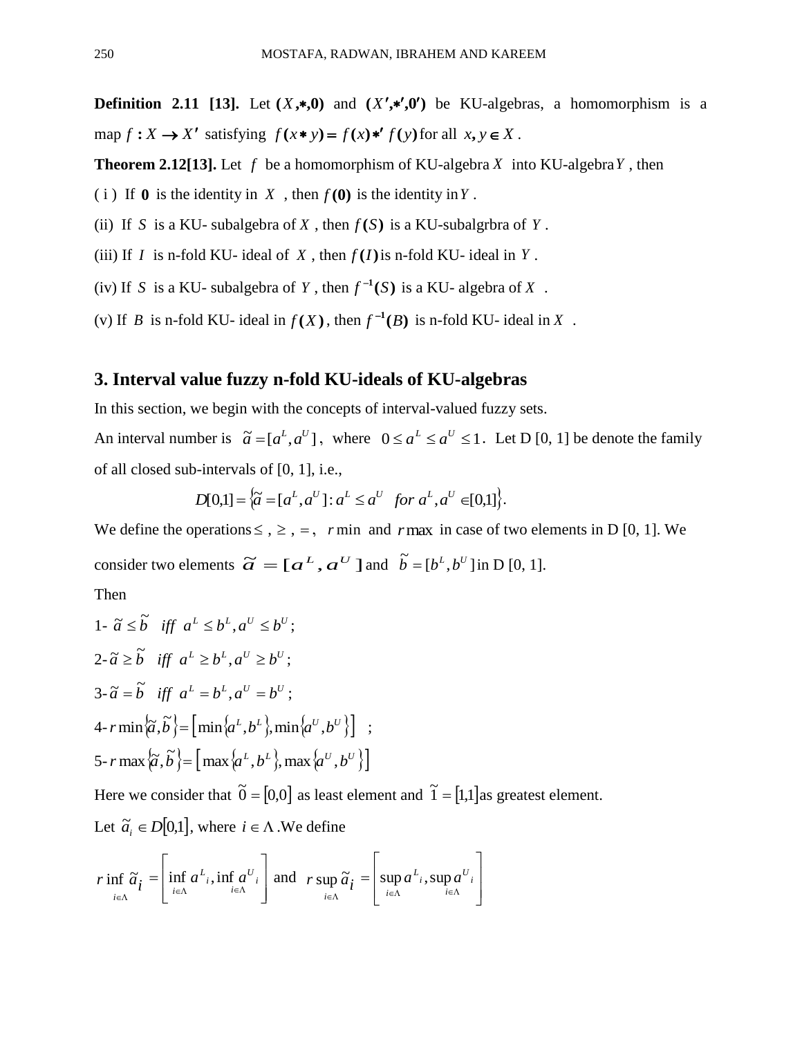**Definition 2.11 [13].** Let $(X,*,0)$ and $(X',*',0')$ be KU-algebras, a homomorphism is a map $f : X \to X'$ satisfying $f(x * y) = f(x) *' f(y)$ for all $x, y \in X$.

**Theorem 2.12[13].** Let $f$ be a homomorphism of KU-algebra $X$ into KU-algebra $Y$, then

( i ) If $0$ is the identity in $X$, then $f(0)$ is the identity in $Y$.

(ii) If $S$ is a KU- subalgebra of $X$, then $f(S)$ is a KU-subalgrbra of $Y$.

(iii) If $I$ is n-fold KU- ideal of $X$, then $f(I)$ is n-fold KU- ideal in $Y$.

(iv) If $S$ is a KU- subalgebra of $Y$, then $f^{-1}(S)$ is a KU- algebra of $X$.

(v) If $B$ is n-fold KU- ideal in $f(X)$, then $f^{-1}(B)$ is n-fold KU- ideal in $X$.

## 3. Interval value fuzzy n-fold KU-ideals of KU-algebras

In this section, we begin with the concepts of interval-valued fuzzy sets.

An interval number is $\tilde{a} = [a^L, a^U]$, where $0 \le a^L \le a^U \le 1$. Let D [0, 1] be denote the family of all closed sub-intervals of [0, 1], i.e.,

$$D[0,1] = \{\tilde{a} = [a^L, a^U] : a^L \le a^U \quad for\ a^L, a^U \in [0,1]\}.$$

We define the operations $\le$ , $\ge$ , $=$ , $r\min$ and $r\max$ in case of two elements in D [0, 1]. We consider two elements $\tilde{a} = [a^L, a^U]$ and $\tilde{b} = [b^L, b^U]$ in D [0, 1].

Then

1- $\tilde{a} \le \tilde{b} \quad iff \quad a^L \le b^L, a^U \le b^U$;

2- $\tilde{a} \ge \tilde{b} \quad iff \quad a^L \ge b^L, a^U \ge b^U$;

3- $\tilde{a} = \tilde{b} \quad iff \quad a^L = b^L, a^U = b^U$;

4- $r\min\{\tilde{a}, \tilde{b}\} = \left[\min\{a^L, b^L\}, \min\{a^U, b^U\}\right]$ ;

5- $r\max\{\tilde{a}, \tilde{b}\} = \left[\max\{a^L, b^L\}, \max\{a^U, b^U\}\right]$

Here we consider that $\tilde{0} = [0,0]$ as least element and $\tilde{1} = [1,1]$ as greatest element.

Let $\tilde{a}_i \in D[0,1]$, where $i \in \Lambda$. We define

$$r\inf_{i\in\Lambda} \tilde{a}_i = \left[\inf_{i\in\Lambda} a^L{}_i, \inf_{i\in\Lambda} a^U{}_i\right] \text{ and } r\sup_{i\in\Lambda} \tilde{a}_i = \left[\sup_{i\in\Lambda} a^L{}_i, \sup_{i\in\Lambda} a^U{}_i\right]$$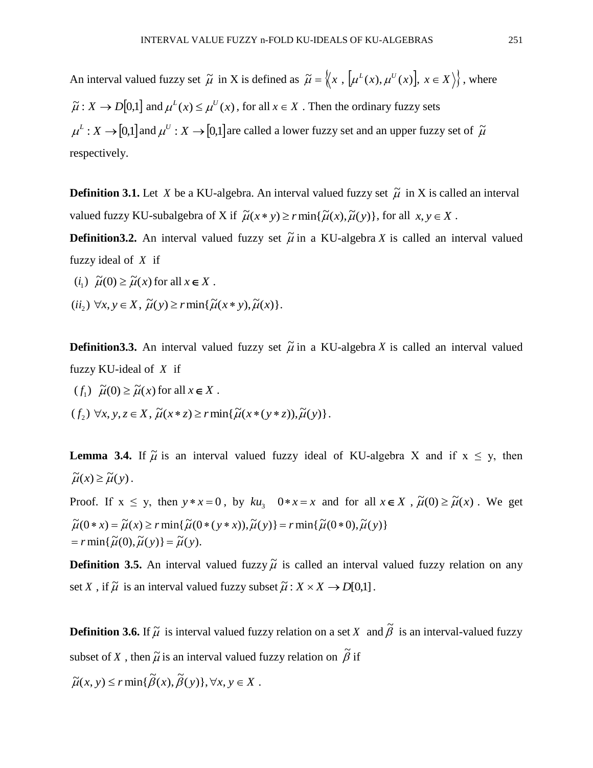An interval valued fuzzy set $\tilde{\mu}$ in X is defined as $\tilde{\mu} = \left\{ \left\langle x \,,\, \left[\mu^L(x), \mu^U(x)\right],\ x \in X \right\rangle \right\}$, where $\tilde{\mu} : X \to D[0,1]$ and $\mu^L(x) \le \mu^U(x)$, for all $x \in X$. Then the ordinary fuzzy sets $\mu^L : X \to [0,1]$ and $\mu^U : X \to [0,1]$ are called a lower fuzzy set and an upper fuzzy set of $\tilde{\mu}$ respectively.

**Definition 3.1.** Let $X$ be a KU-algebra. An interval valued fuzzy set $\tilde{\mu}$ in X is called an interval valued fuzzy KU-subalgebra of X if $\tilde{\mu}(x * y) \ge r\min\{\tilde{\mu}(x), \tilde{\mu}(y)\}$, for all $x, y \in X$.

**Definition3.2.** An interval valued fuzzy set $\tilde{\mu}$ in a KU-algebra $X$ is called an interval valued fuzzy ideal of $X$ if

$(i_1)$ $\tilde{\mu}(0) \ge \tilde{\mu}(x)$ for all $x \in X$.

$(ii_2)$ $\forall x, y \in X$, $\tilde{\mu}(y) \ge r\min\{\tilde{\mu}(x * y), \tilde{\mu}(x)\}$.

**Definition3.3.** An interval valued fuzzy set $\tilde{\mu}$ in a KU-algebra $X$ is called an interval valued fuzzy KU-ideal of $X$ if

$(f_1)$ $\tilde{\mu}(0) \ge \tilde{\mu}(x)$ for all $x \in X$.

$(f_2)$ $\forall x, y, z \in X$, $\tilde{\mu}(x * z) \ge r\min\{\tilde{\mu}(x * (y * z)), \tilde{\mu}(y)\}$.

**Lemma 3.4.** If $\tilde{\mu}$ is an interval valued fuzzy ideal of KU-algebra X and if x ≤ y, then $\tilde{\mu}(x) \ge \tilde{\mu}(y)$.

Proof. If x ≤ y, then $y * x = 0$, by $ku_3$ $\ 0 * x = x$ and for all $x \in X$, $\tilde{\mu}(0) \ge \tilde{\mu}(x)$. We get

$$\begin{aligned}\tilde{\mu}(0 * x) &= \tilde{\mu}(x) \ge r\min\{\tilde{\mu}(0 * (y * x)), \tilde{\mu}(y)\} = r\min\{\tilde{\mu}(0 * 0), \tilde{\mu}(y)\} \\ &= r\min\{\tilde{\mu}(0), \tilde{\mu}(y)\} = \tilde{\mu}(y).\end{aligned}$$

**Definition 3.5.** An interval valued fuzzy $\tilde{\mu}$ is called an interval valued fuzzy relation on any set $X$, if $\tilde{\mu}$ is an interval valued fuzzy subset $\tilde{\mu} : X \times X \to D[0,1]$.

**Definition 3.6.** If $\tilde{\mu}$ is interval valued fuzzy relation on a set $X$ and $\tilde{\beta}$ is an interval-valued fuzzy subset of $X$, then $\tilde{\mu}$ is an interval valued fuzzy relation on $\tilde{\beta}$ if

$\tilde{\mu}(x, y) \le r\min\{\tilde{\beta}(x), \tilde{\beta}(y)\}, \forall x, y \in X$.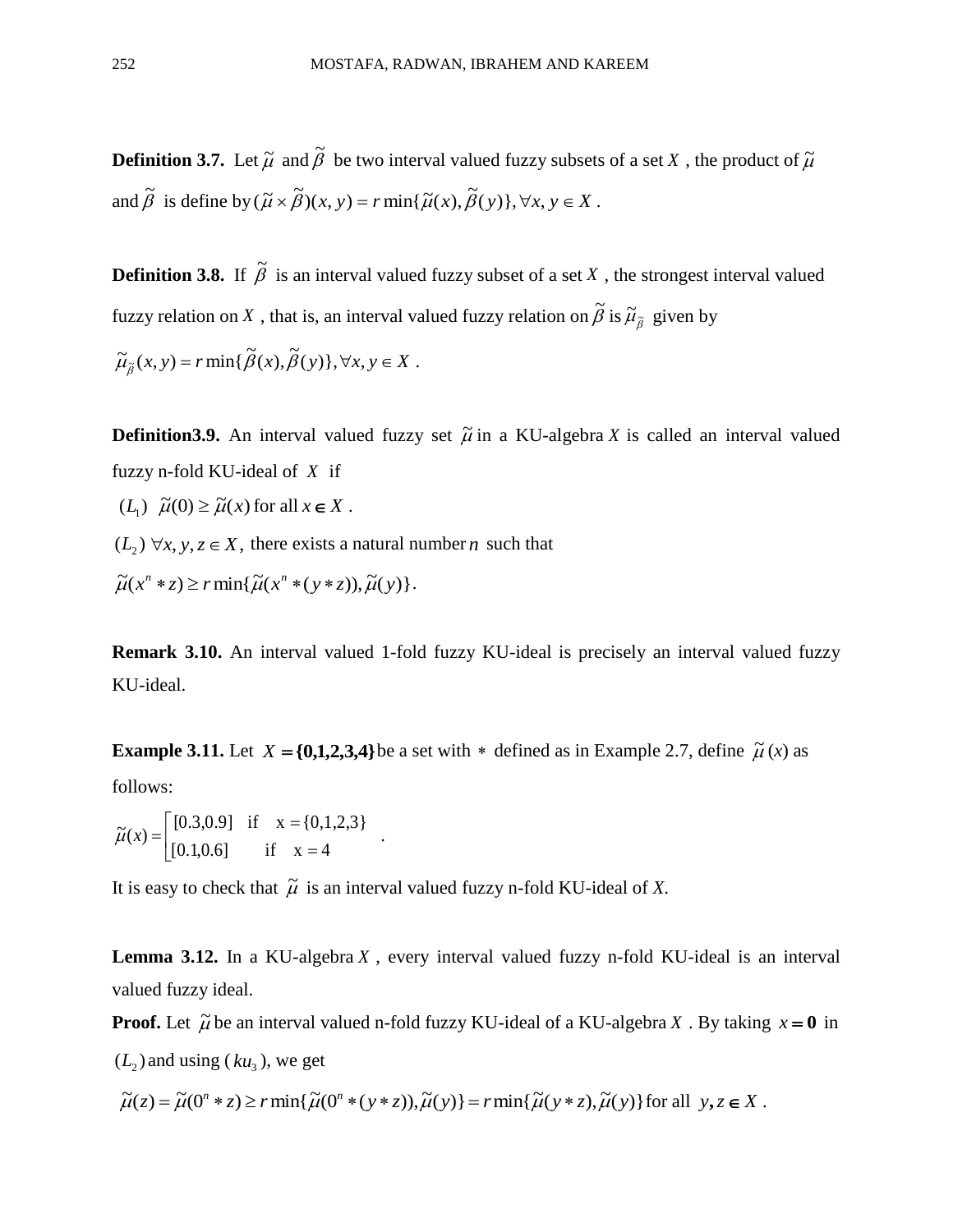**Definition 3.7.** Let $\tilde{\mu}$ and $\tilde{\beta}$ be two interval valued fuzzy subsets of a set $X$, the product of $\tilde{\mu}$ and $\tilde{\beta}$ is define by $(\tilde{\mu} \times \tilde{\beta})(x, y) = r\min\{\tilde{\mu}(x), \tilde{\beta}(y)\}, \forall x, y \in X$.

**Definition 3.8.** If $\tilde{\beta}$ is an interval valued fuzzy subset of a set $X$, the strongest interval valued fuzzy relation on $X$, that is, an interval valued fuzzy relation on $\tilde{\beta}$ is $\tilde{\mu}_{\tilde{\beta}}$ given by $\tilde{\mu}_{\tilde{\beta}}(x, y) = r\min\{\tilde{\beta}(x), \tilde{\beta}(y)\}, \forall x, y \in X$.

**Definition3.9.** An interval valued fuzzy set $\tilde{\mu}$ in a KU-algebra $X$ is called an interval valued fuzzy n-fold KU-ideal of $X$ if

$(L_1)$ $\tilde{\mu}(0) \geq \tilde{\mu}(x)$ for all $x \in X$.

$(L_2)$ $\forall x, y, z \in X$, there exists a natural number $n$ such that $\tilde{\mu}(x^n * z) \geq r\min\{\tilde{\mu}(x^n * (y * z)), \tilde{\mu}(y)\}$.

**Remark 3.10.** An interval valued 1-fold fuzzy KU-ideal is precisely an interval valued fuzzy KU-ideal.

**Example 3.11.** Let $X = \{0,1,2,3,4\}$ be a set with $*$ defined as in Example 2.7, define $\tilde{\mu}(x)$ as follows:

$$\tilde{\mu}(x) = \begin{cases} [0.3, 0.9] & \text{if} \quad x = \{0,1,2,3\} \\ [0.1, 0.6] & \text{if} \quad x = 4 \end{cases}.$$

It is easy to check that $\tilde{\mu}$ is an interval valued fuzzy n-fold KU-ideal of $X$.

**Lemma 3.12.** In a KU-algebra $X$, every interval valued fuzzy n-fold KU-ideal is an interval valued fuzzy ideal.

**Proof.** Let $\tilde{\mu}$ be an interval valued n-fold fuzzy KU-ideal of a KU-algebra $X$. By taking $x = \mathbf{0}$ in $(L_2)$ and using ($ku_3$), we get

$$\tilde{\mu}(z) = \tilde{\mu}(0^n * z) \geq r\min\{\tilde{\mu}(0^n * (y * z)), \tilde{\mu}(y)\} = r\min\{\tilde{\mu}(y * z), \tilde{\mu}(y)\} \text{ for all } y, z \in X.$$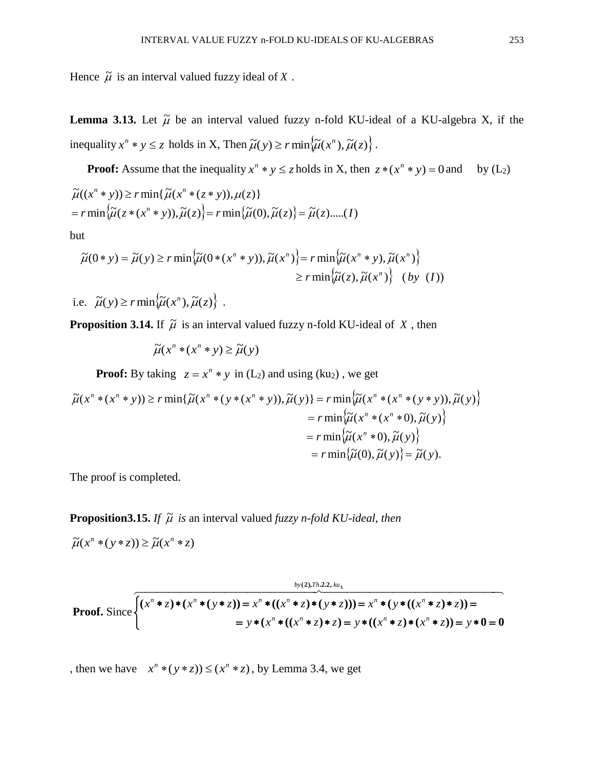Hence $\tilde{\mu}$ is an interval valued fuzzy ideal of $X$ .

**Lemma 3.13.** Let $\tilde{\mu}$ be an interval valued fuzzy n-fold KU-ideal of a KU-algebra X, if the inequality $x^n * y \le z$ holds in X, Then $\tilde{\mu}(y) \ge r\min\{\tilde{\mu}(x^n), \tilde{\mu}(z)\}$ .

**Proof:** Assume that the inequality $x^n * y \le z$ holds in X, then $z * (x^n * y) = 0$ and by ($L_2$)

$$\tilde{\mu}((x^n * y)) \ge r\min\{\tilde{\mu}(x^n * (z * y)), \mu(z)\}$$
$$= r\min\{\tilde{\mu}(z * (x^n * y)), \tilde{\mu}(z)\} = r\min\{\tilde{\mu}(0), \tilde{\mu}(z)\} = \tilde{\mu}(z).....(I)$$

but

$$\tilde{\mu}(0 * y) = \tilde{\mu}(y) \ge r\min\{\tilde{\mu}(0 * (x^n * y)), \tilde{\mu}(x^n)\} = r\min\{\tilde{\mu}(x^n * y), \tilde{\mu}(x^n)\}$$
$$\ge r\min\{\tilde{\mu}(z), \tilde{\mu}(x^n)\} \quad (by \quad (I))$$

i.e. $\tilde{\mu}(y) \ge r\min\{\tilde{\mu}(x^n), \tilde{\mu}(z)\}$ .

**Proposition 3.14.** If $\tilde{\mu}$ is an interval valued fuzzy n-fold KU-ideal of $X$ , then

$$\tilde{\mu}(x^n * (x^n * y) \ge \tilde{\mu}(y)$$

**Proof:** By taking $z = x^n * y$ in ($L_2$) and using ($ku_2$) , we get

$$\tilde{\mu}(x^n * (x^n * y)) \ge r\min\{\tilde{\mu}(x^n * (y * (x^n * y)), \tilde{\mu}(y)\} = r\min\{\tilde{\mu}(x^n * (x^n * (y * y)), \tilde{\mu}(y)\}$$
$$= r\min\{\tilde{\mu}(x^n * (x^n * 0), \tilde{\mu}(y)\}$$
$$= r\min\{\tilde{\mu}(x^n * 0), \tilde{\mu}(y)\}$$
$$= r\min\{\tilde{\mu}(0), \tilde{\mu}(y)\} = \tilde{\mu}(y).$$

The proof is completed.

**Proposition3.15.** *If $\tilde{\mu}$ is an interval valued fuzzy n-fold KU-ideal, then*

$\tilde{\mu}(x^n * (y * z)) \ge \tilde{\mu}(x^n * z)$

**Proof.** Since

$$\left\{\overbrace{\begin{aligned} &(x^n * z) * (x^n * (y * z)) = x^n * ((x^n * z) * (y * z))) = x^n * (y * ((x^n * z) * z)) = \\ &\qquad = y * (x^n * ((x^n * z) * z) = y * ((x^n * z) * (x^n * z)) = y * 0 = 0 \end{aligned}}^{by\,(2),Th.2.2,\,ku_3}\right.$$

, then we have $x^n * (y * z)) \le (x^n * z)$ , by Lemma 3.4, we get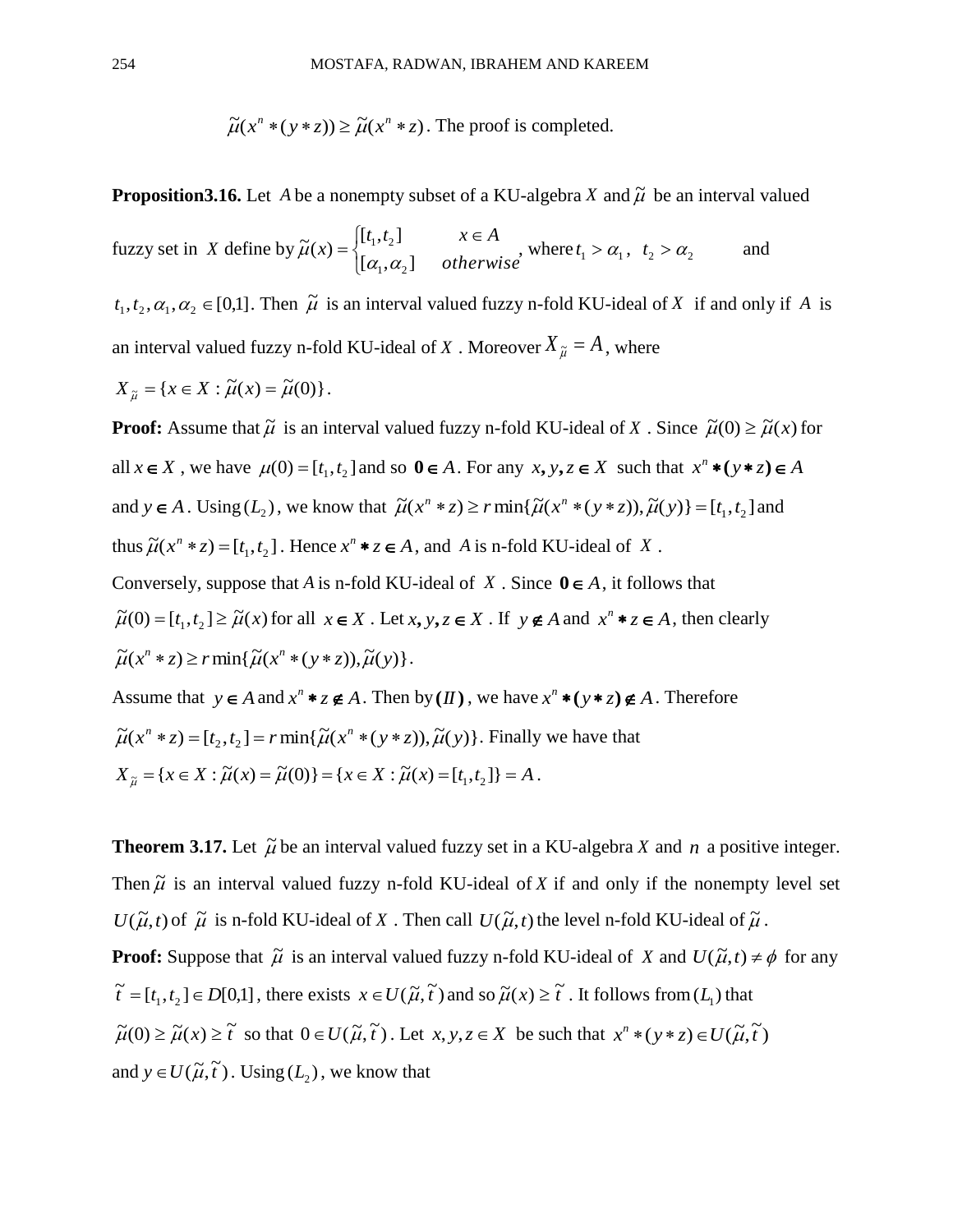$\tilde{\mu}(x^n * (y * z)) \geq \tilde{\mu}(x^n * z)$. The proof is completed.

**Proposition3.16.** Let $A$ be a nonempty subset of a KU-algebra $X$ and $\tilde{\mu}$ be an interval valued fuzzy set in $X$ define by $\tilde{\mu}(x) = \begin{cases} [t_1, t_2] & x \in A \\ [\alpha_1, \alpha_2] & otherwise \end{cases}$, where $t_1 > \alpha_1$, $t_2 > \alpha_2$ and $t_1, t_2, \alpha_1, \alpha_2 \in [0,1]$. Then $\tilde{\mu}$ is an interval valued fuzzy n-fold KU-ideal of $X$ if and only if $A$ is an interval valued fuzzy n-fold KU-ideal of $X$. Moreover $X_{\tilde{\mu}} = A$, where $X_{\tilde{\mu}} = \{x \in X : \tilde{\mu}(x) = \tilde{\mu}(0)\}$.

**Proof:** Assume that $\tilde{\mu}$ is an interval valued fuzzy n-fold KU-ideal of $X$. Since $\tilde{\mu}(0) \geq \tilde{\mu}(x)$ for all $x \in X$, we have $\mu(0) = [t_1, t_2]$ and so $\mathbf{0} \in A$. For any $x, y, z \in X$ such that $x^n * (y * z) \in A$ and $y \in A$. Using $(L_2)$, we know that $\tilde{\mu}(x^n * z) \geq r\min\{\tilde{\mu}(x^n * (y * z)), \tilde{\mu}(y)\} = [t_1, t_2]$ and thus $\tilde{\mu}(x^n * z) = [t_1, t_2]$. Hence $x^n * z \in A$, and $A$ is n-fold KU-ideal of $X$.

Conversely, suppose that $A$ is n-fold KU-ideal of $X$. Since $\mathbf{0} \in A$, it follows that $\tilde{\mu}(0) = [t_1, t_2] \geq \tilde{\mu}(x)$ for all $x \in X$. Let $x, y, z \in X$. If $y \notin A$ and $x^n * z \in A$, then clearly $\tilde{\mu}(x^n * z) \geq r\min\{\tilde{\mu}(x^n * (y * z)), \tilde{\mu}(y)\}$.

Assume that $y \in A$ and $x^n * z \notin A$. Then by $(II)$, we have $x^n * (y * z) \notin A$. Therefore $\tilde{\mu}(x^n * z) = [t_2, t_2] = r\min\{\tilde{\mu}(x^n * (y * z)), \tilde{\mu}(y)\}$. Finally we have that $X_{\tilde{\mu}} = \{x \in X : \tilde{\mu}(x) = \tilde{\mu}(0)\} = \{x \in X : \tilde{\mu}(x) = [t_1, t_2]\} = A$.

**Theorem 3.17.** Let $\tilde{\mu}$ be an interval valued fuzzy set in a KU-algebra $X$ and $n$ a positive integer. Then $\tilde{\mu}$ is an interval valued fuzzy n-fold KU-ideal of $X$ if and only if the nonempty level set $U(\tilde{\mu}, t)$ of $\tilde{\mu}$ is n-fold KU-ideal of $X$. Then call $U(\tilde{\mu}, t)$ the level n-fold KU-ideal of $\tilde{\mu}$.

**Proof:** Suppose that $\tilde{\mu}$ is an interval valued fuzzy n-fold KU-ideal of $X$ and $U(\tilde{\mu}, t) \neq \phi$ for any $\tilde{t} = [t_1, t_2] \in D[0,1]$, there exists $x \in U(\tilde{\mu}, \tilde{t})$ and so $\tilde{\mu}(x) \geq \tilde{t}$. It follows from $(L_1)$ that $\tilde{\mu}(0) \geq \tilde{\mu}(x) \geq \tilde{t}$ so that $0 \in U(\tilde{\mu}, \tilde{t})$. Let $x, y, z \in X$ be such that $x^n * (y * z) \in U(\tilde{\mu}, \tilde{t})$ and $y \in U(\tilde{\mu}, \tilde{t})$. Using $(L_2)$, we know that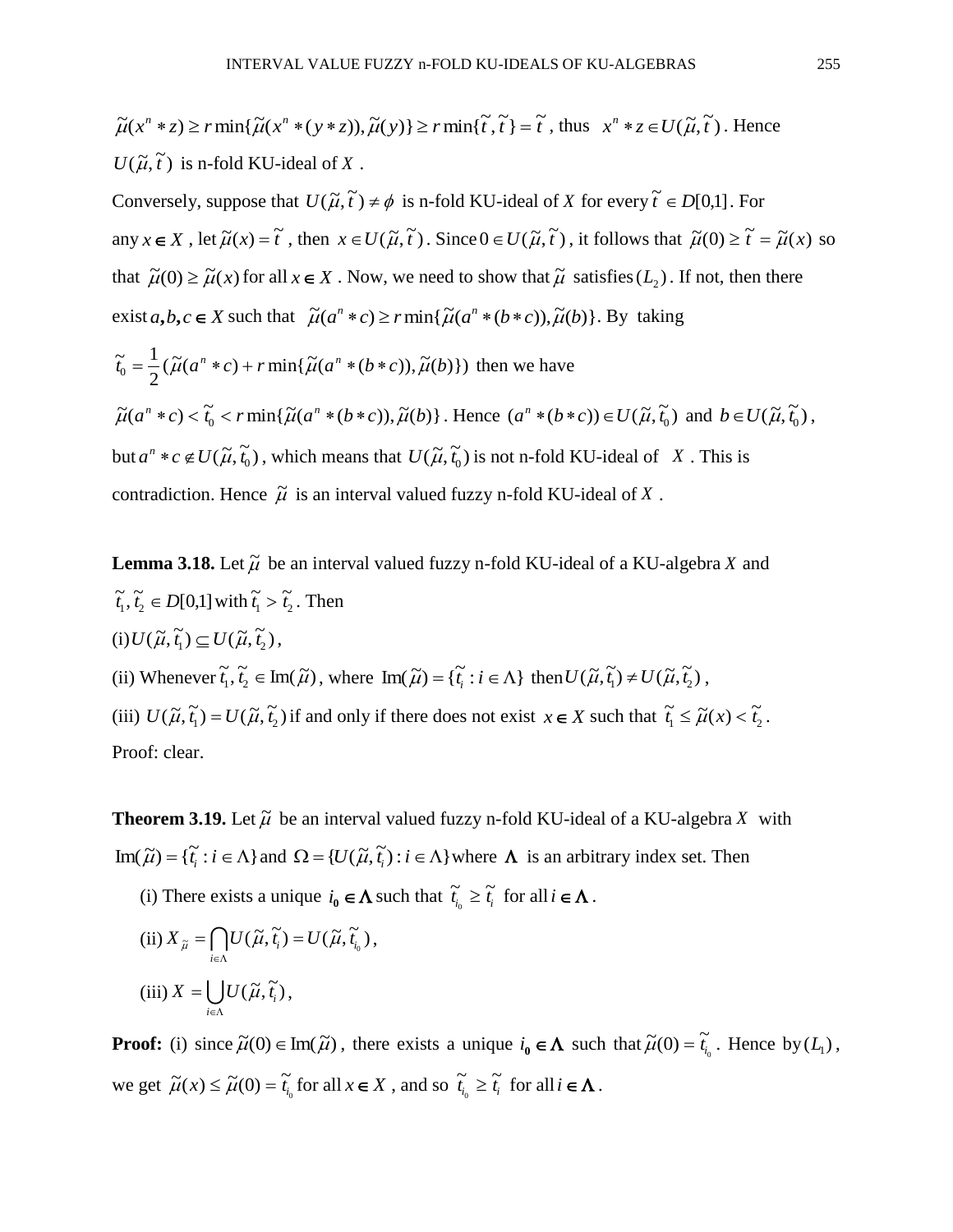$\widetilde{\mu}(x^n * z) \geq r\min\{\widetilde{\mu}(x^n *(y * z)), \widetilde{\mu}(y)\} \geq r\min\{\widetilde{t}, \widetilde{t}\} = \widetilde{t}$ , thus $x^n * z \in U(\widetilde{\mu}, \widetilde{t})$. Hence $U(\widetilde{\mu}, \widetilde{t})$ is n-fold KU-ideal of $X$ .

Conversely, suppose that $U(\widetilde{\mu}, \widetilde{t}) \neq \phi$ is n-fold KU-ideal of $X$ for every $\widetilde{t} \in D[0,1]$. For any $x \in X$ , let $\widetilde{\mu}(x) = \widetilde{t}$ , then $x \in U(\widetilde{\mu}, \widetilde{t})$. Since $0 \in U(\widetilde{\mu}, \widetilde{t})$, it follows that $\widetilde{\mu}(0) \geq \widetilde{t} = \widetilde{\mu}(x)$ so that $\widetilde{\mu}(0) \geq \widetilde{\mu}(x)$ for all $x \in X$ . Now, we need to show that $\widetilde{\mu}$ satisfies $(L_2)$. If not, then there exist $a,b,c \in X$ such that $\widetilde{\mu}(a^n * c) \geq r\min\{\widetilde{\mu}(a^n *(b * c)), \widetilde{\mu}(b)\}$. By taking

$\widetilde{t}_0 = \frac{1}{2}(\widetilde{\mu}(a^n * c) + r\min\{\widetilde{\mu}(a^n *(b * c)), \widetilde{\mu}(b)\})$ then we have

$\widetilde{\mu}(a^n * c) < \widetilde{t}_0 < r\min\{\widetilde{\mu}(a^n *(b * c)), \widetilde{\mu}(b)\}$. Hence $(a^n *(b * c)) \in U(\widetilde{\mu}, \widetilde{t}_0)$ and $b \in U(\widetilde{\mu}, \widetilde{t}_0)$, but $a^n * c \notin U(\widetilde{\mu}, \widetilde{t}_0)$, which means that $U(\widetilde{\mu}, \widetilde{t}_0)$ is not n-fold KU-ideal of $X$ . This is contradiction. Hence $\widetilde{\mu}$ is an interval valued fuzzy n-fold KU-ideal of $X$ .

**Lemma 3.18.** Let $\widetilde{\mu}$ be an interval valued fuzzy n-fold KU-ideal of a KU-algebra $X$ and $\widetilde{t}_1, \widetilde{t}_2 \in D[0,1]$ with $\widetilde{t}_1 > \widetilde{t}_2$. Then

(i) $U(\widetilde{\mu}, \widetilde{t}_1) \subseteq U(\widetilde{\mu}, \widetilde{t}_2)$,

(ii) Whenever $\widetilde{t}_1, \widetilde{t}_2 \in \operatorname{Im}(\widetilde{\mu})$, where $\operatorname{Im}(\widetilde{\mu}) = \{\widetilde{t}_i : i \in \Lambda\}$ then $U(\widetilde{\mu}, \widetilde{t}_1) \neq U(\widetilde{\mu}, \widetilde{t}_2)$,

(iii) $U(\widetilde{\mu}, \widetilde{t}_1) = U(\widetilde{\mu}, \widetilde{t}_2)$ if and only if there does not exist $x \in X$ such that $\widetilde{t}_1 \leq \widetilde{\mu}(x) < \widetilde{t}_2$.

Proof: clear.

**Theorem 3.19.** Let $\widetilde{\mu}$ be an interval valued fuzzy n-fold KU-ideal of a KU-algebra $X$ with $\operatorname{Im}(\widetilde{\mu}) = \{\widetilde{t}_i : i \in \Lambda\}$ and $\Omega = \{U(\widetilde{\mu}, \widetilde{t}_i) : i \in \Lambda\}$ where $\Lambda$ is an arbitrary index set. Then

(i) There exists a unique $i_0 \in \Lambda$ such that $\widetilde{t}_{i_0} \geq \widetilde{t}_i$ for all $i \in \Lambda$.

(ii) $X_{\widetilde{\mu}} = \bigcap_{i \in \Lambda} U(\widetilde{\mu}, \widetilde{t}_i) = U(\widetilde{\mu}, \widetilde{t}_{i_0})$,

(iii) $X = \bigcup_{i \in \Lambda} U(\widetilde{\mu}, \widetilde{t}_i)$,

**Proof:** (i) since $\widetilde{\mu}(0) \in \operatorname{Im}(\widetilde{\mu})$, there exists a unique $i_0 \in \Lambda$ such that $\widetilde{\mu}(0) = \widetilde{t}_{i_0}$. Hence by $(L_1)$, we get $\widetilde{\mu}(x) \leq \widetilde{\mu}(0) = \widetilde{t}_{i_0}$ for all $x \in X$ , and so $\widetilde{t}_{i_0} \geq \widetilde{t}_i$ for all $i \in \Lambda$.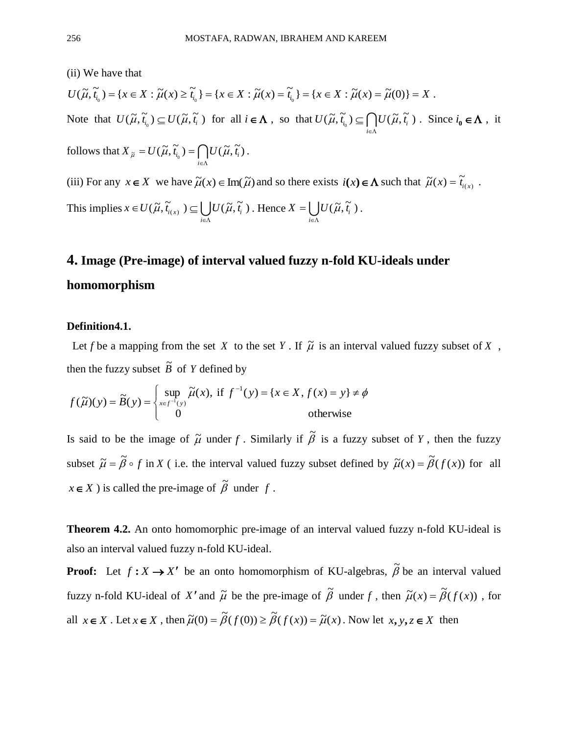(ii) We have that

$U(\tilde{\mu},\tilde{t}_{i_0}) = \{x \in X : \tilde{\mu}(x) \geq \tilde{t}_{i_0}\} = \{x \in X : \tilde{\mu}(x) = \tilde{t}_{i_0}\} = \{x \in X : \tilde{\mu}(x) = \tilde{\mu}(0)\} = X$ .

Note that $U(\tilde{\mu},\tilde{t}_{i_0}) \subseteq U(\tilde{\mu},\tilde{t}_i)$ for all $i \in \Lambda$ , so that $U(\tilde{\mu},\tilde{t}_{i_0}) \subseteq \bigcap_{i\in\Lambda} U(\tilde{\mu},\tilde{t}_i)$ . Since $i_0 \in \Lambda$ , it follows that $X_{\tilde{\mu}} = U(\tilde{\mu},\tilde{t}_{i_0}) = \bigcap_{i\in\Lambda} U(\tilde{\mu},\tilde{t}_i)$ .

(iii) For any $x \in X$ we have $\tilde{\mu}(x) \in \mathrm{Im}(\tilde{\mu})$ and so there exists $i(x) \in \Lambda$ such that $\tilde{\mu}(x) = \tilde{t}_{i(x)}$ .

This implies $x \in U(\tilde{\mu},\tilde{t}_{i(x)}) \subseteq \bigcup_{i\in\Lambda} U(\tilde{\mu},\tilde{t}_i)$ . Hence $X = \bigcup_{i\in\Lambda} U(\tilde{\mu},\tilde{t}_i)$ .

## 4. Image (Pre-image) of interval valued fuzzy n-fold KU-ideals under homomorphism

**Definition4.1.**

Let $f$ be a mapping from the set $X$ to the set $Y$ . If $\tilde{\mu}$ is an interval valued fuzzy subset of $X$ , then the fuzzy subset $\tilde{B}$ of $Y$ defined by

$$f(\tilde{\mu})(y) = \tilde{B}(y) = \begin{cases} \sup\limits_{x\in f^{-1}(y)} \tilde{\mu}(x), \text{ if } f^{-1}(y) = \{x \in X, f(x) = y\} \neq \phi \\ 0 \qquad\qquad\qquad\qquad \text{otherwise} \end{cases}$$

Is said to be the image of $\tilde{\mu}$ under $f$ . Similarly if $\tilde{\beta}$ is a fuzzy subset of $Y$ , then the fuzzy subset $\tilde{\mu} = \tilde{\beta} \circ f$ in $X$ ( i.e. the interval valued fuzzy subset defined by $\tilde{\mu}(x) = \tilde{\beta}(f(x))$ for all $x \in X$ ) is called the pre-image of $\tilde{\beta}$ under $f$ .

**Theorem 4.2.** An onto homomorphic pre-image of an interval valued fuzzy n-fold KU-ideal is also an interval valued fuzzy n-fold KU-ideal.

**Proof:** Let $f : X \to X'$ be an onto homomorphism of KU-algebras, $\tilde{\beta}$ be an interval valued fuzzy n-fold KU-ideal of $X'$ and $\tilde{\mu}$ be the pre-image of $\tilde{\beta}$ under $f$ , then $\tilde{\mu}(x) = \tilde{\beta}(f(x))$ , for all $x \in X$ . Let $x \in X$ , then $\tilde{\mu}(0) = \tilde{\beta}(f(0)) \geq \tilde{\beta}(f(x)) = \tilde{\mu}(x)$ . Now let $x, y, z \in X$ then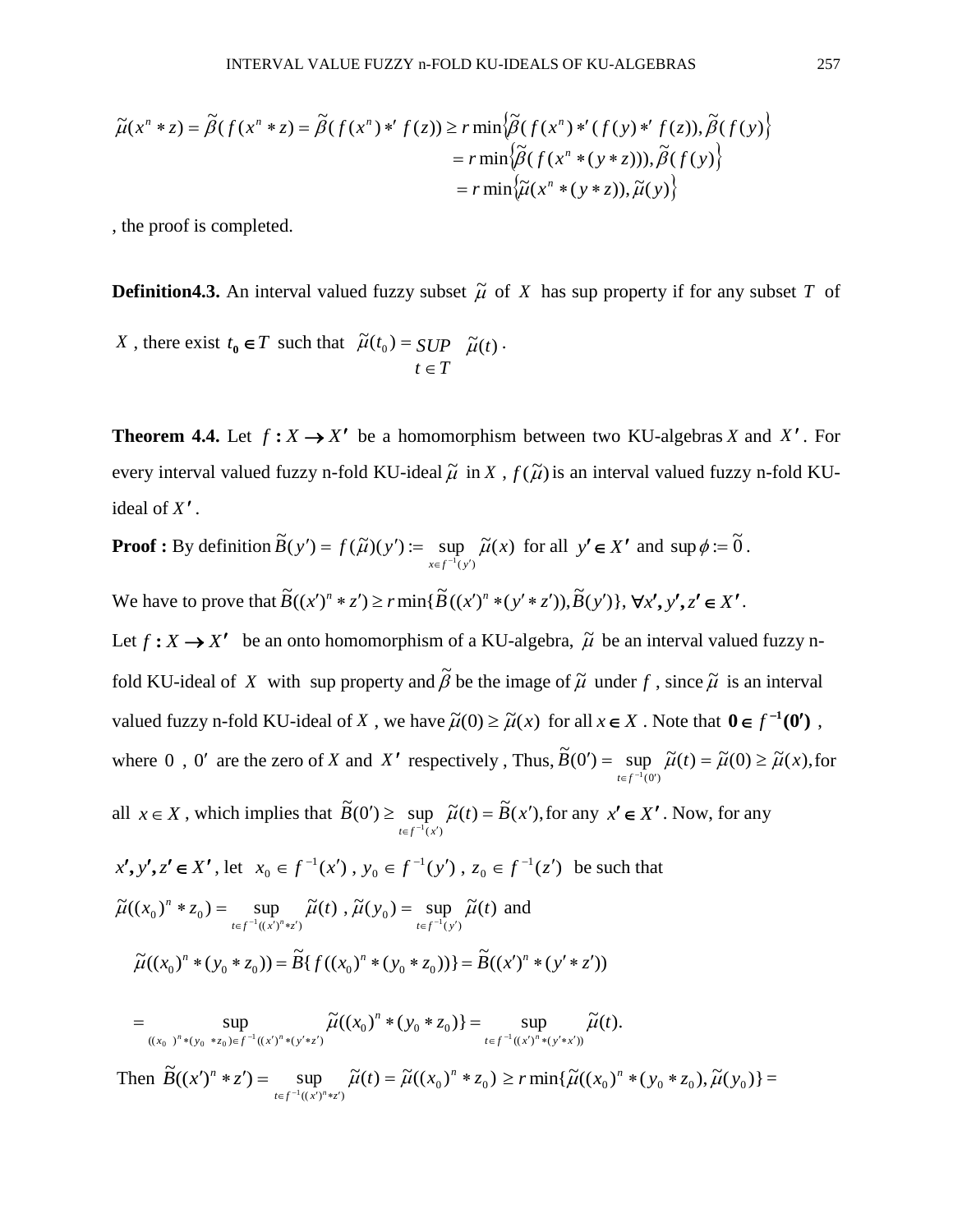$$\tilde{\mu}(x^n * z) = \tilde{\beta}(f(x^n * z) = \tilde{\beta}(f(x^n) *' f(z)) \geq r\min\left\{\tilde{\beta}(f(x^n) *' (f(y) *' f(z)), \tilde{\beta}(f(y)\right\}$$
$$= r\min\left\{\tilde{\beta}(f(x^n * (y * z))), \tilde{\beta}(f(y)\right\}$$
$$= r\min\left\{\tilde{\mu}(x^n * (y * z)), \tilde{\mu}(y)\right\}$$

, the proof is completed.

**Definition4.3.** An interval valued fuzzy subset $\tilde{\mu}$ of $X$ has sup property if for any subset $T$ of $X$ , there exist $t_0 \in T$ such that $\tilde{\mu}(t_0) = \underset{t \in T}{SUP} \ \tilde{\mu}(t)$ .

**Theorem 4.4.** Let $f : X \to X'$ be a homomorphism between two KU-algebras $X$ and $X'$. For every interval valued fuzzy n-fold KU-ideal $\tilde{\mu}$ in $X$ , $f(\tilde{\mu})$ is an interval valued fuzzy n-fold KU-ideal of $X'$ .

**Proof :** By definition $\tilde{B}(y') = f(\tilde{\mu})(y') := \sup\limits_{x \in f^{-1}(y')} \tilde{\mu}(x)$ for all $y' \in X'$ and $\sup\phi := \tilde{0}$ .

We have to prove that $\tilde{B}((x')^n * z') \geq r\min\{\tilde{B}((x')^n *(y' * z')), \tilde{B}(y')\}, \ \forall x', y', z' \in X'$.

Let $f : X \to X'$ be an onto homomorphism of a KU-algebra, $\tilde{\mu}$ be an interval valued fuzzy n-fold KU-ideal of $X$ with sup property and $\tilde{\beta}$ be the image of $\tilde{\mu}$ under $f$ , since $\tilde{\mu}$ is an interval valued fuzzy n-fold KU-ideal of $X$ , we have $\tilde{\mu}(0) \geq \tilde{\mu}(x)$ for all $x \in X$ . Note that $\mathbf{0} \in f^{-1}(\mathbf{0}')$ , where $0$ , $0'$ are the zero of $X$ and $X'$ respectively , Thus, $\tilde{B}(0') = \sup\limits_{t \in f^{-1}(0')} \tilde{\mu}(t) = \tilde{\mu}(0) \geq \tilde{\mu}(x),$ for all $x \in X$ , which implies that $\tilde{B}(0') \geq \sup\limits_{t \in f^{-1}(x')} \tilde{\mu}(t) = \tilde{B}(x'),$ for any $x' \in X'$ . Now, for any $x', y', z' \in X'$ , let $x_0 \in f^{-1}(x')$ , $y_0 \in f^{-1}(y')$ , $z_0 \in f^{-1}(z')$ be such that

$\tilde{\mu}((x_0)^n * z_0) = \sup\limits_{t \in f^{-1}((x')^n * z')} \tilde{\mu}(t)$ , $\tilde{\mu}(y_0) = \sup\limits_{t \in f^{-1}(y')} \tilde{\mu}(t)$ and

$$\tilde{\mu}((x_0)^n * (y_0 * z_0)) = \tilde{B}\{f((x_0)^n * (y_0 * z_0))\} = \tilde{B}((x')^n * (y' * z'))$$

$$= \sup_{((x_0)^n *(y_0 * z_0)) \in f^{-1}((x')^n *(y' * z'))} \tilde{\mu}((x_0)^n * (y_0 * z_0)\} = \sup_{t \in f^{-1}((x')^n *(y' * x'))} \tilde{\mu}(t).$$

Then $\tilde{B}((x')^n * z') = \sup\limits_{t \in f^{-1}((x')^n * z')} \tilde{\mu}(t) = \tilde{\mu}((x_0)^n * z_0) \geq r\min\{\tilde{\mu}((x_0)^n * (y_0 * z_0), \tilde{\mu}(y_0)\} =$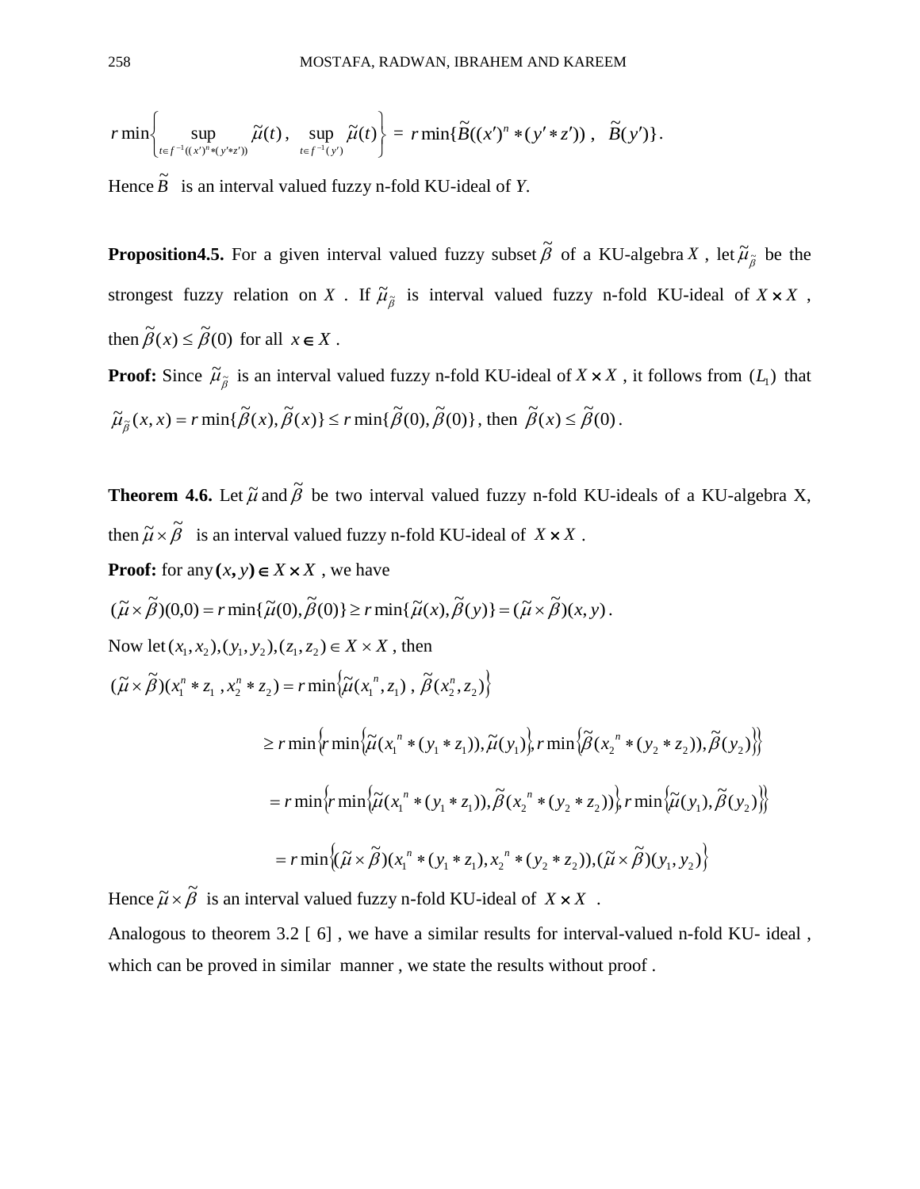$$r\min\left\{\sup_{t\in f^{-1}((x')^n*(y'*z'))}\tilde{\mu}(t)\,,\ \sup_{t\in f^{-1}(y')}\tilde{\mu}(t)\right\} = r\min\{\tilde{B}((x')^n*(y'*z'))\ ,\ \ \tilde{B}(y')\}.$$

Hence $\tilde{B}$ is an interval valued fuzzy n-fold KU-ideal of $Y$.

**Proposition4.5.** For a given interval valued fuzzy subset $\tilde{\beta}$ of a KU-algebra $X$ , let $\tilde{\mu}_{\tilde{\beta}}$ be the strongest fuzzy relation on $X$ . If $\tilde{\mu}_{\tilde{\beta}}$ is interval valued fuzzy n-fold KU-ideal of $X\times X$ , then $\tilde{\beta}(x)\le\tilde{\beta}(0)$ for all $x\in X$ .

**Proof:** Since $\tilde{\mu}_{\tilde{\beta}}$ is an interval valued fuzzy n-fold KU-ideal of $X\times X$ , it follows from $(L_1)$ that $\tilde{\mu}_{\tilde{\beta}}(x,x)=r\min\{\tilde{\beta}(x),\tilde{\beta}(x)\}\le r\min\{\tilde{\beta}(0),\tilde{\beta}(0)\}$, then $\tilde{\beta}(x)\le\tilde{\beta}(0)$.

**Theorem 4.6.** Let $\tilde{\mu}$ and $\tilde{\beta}$ be two interval valued fuzzy n-fold KU-ideals of a KU-algebra X, then $\tilde{\mu}\times\tilde{\beta}$ is an interval valued fuzzy n-fold KU-ideal of $X\times X$ .

**Proof:** for any $(x,y)\in X\times X$ , we have

$(\tilde{\mu}\times\tilde{\beta})(0,0)=r\min\{\tilde{\mu}(0),\tilde{\beta}(0)\}\ge r\min\{\tilde{\mu}(x),\tilde{\beta}(y)\}=(\tilde{\mu}\times\tilde{\beta})(x,y)$.

Now let $(x_1,x_2),(y_1,y_2),(z_1,z_2)\in X\times X$ , then

$$
\begin{aligned}
(\tilde{\mu}\times\tilde{\beta})(x_1^n*z_1\ ,x_2^n*z_2) &= r\min\left\{\tilde{\mu}(x_1{}^n,z_1)\ ,\ \tilde{\beta}(x_2^n,z_2)\right\}\\
&\ge r\min\left\{r\min\left\{\tilde{\mu}(x_1{}^n*(y_1*z_1)),\tilde{\mu}(y_1)\right\},r\min\left\{\tilde{\beta}(x_2{}^n*(y_2*z_2)),\tilde{\beta}(y_2)\right\}\right\}\\
&= r\min\left\{r\min\left\{\tilde{\mu}(x_1{}^n*(y_1*z_1)),\tilde{\beta}(x_2{}^n*(y_2*z_2))\right\},r\min\left\{\tilde{\mu}(y_1),\tilde{\beta}(y_2)\right\}\right\}\\
&= r\min\left\{(\tilde{\mu}\times\tilde{\beta})(x_1{}^n*(y_1*z_1),x_2{}^n*(y_2*z_2)),(\tilde{\mu}\times\tilde{\beta})(y_1,y_2)\right\}
\end{aligned}
$$

Hence $\tilde{\mu}\times\tilde{\beta}$ is an interval valued fuzzy n-fold KU-ideal of $X\times X$ .

Analogous to theorem 3.2 [ 6] , we have a similar results for interval-valued n-fold KU- ideal , which can be proved in similar manner , we state the results without proof .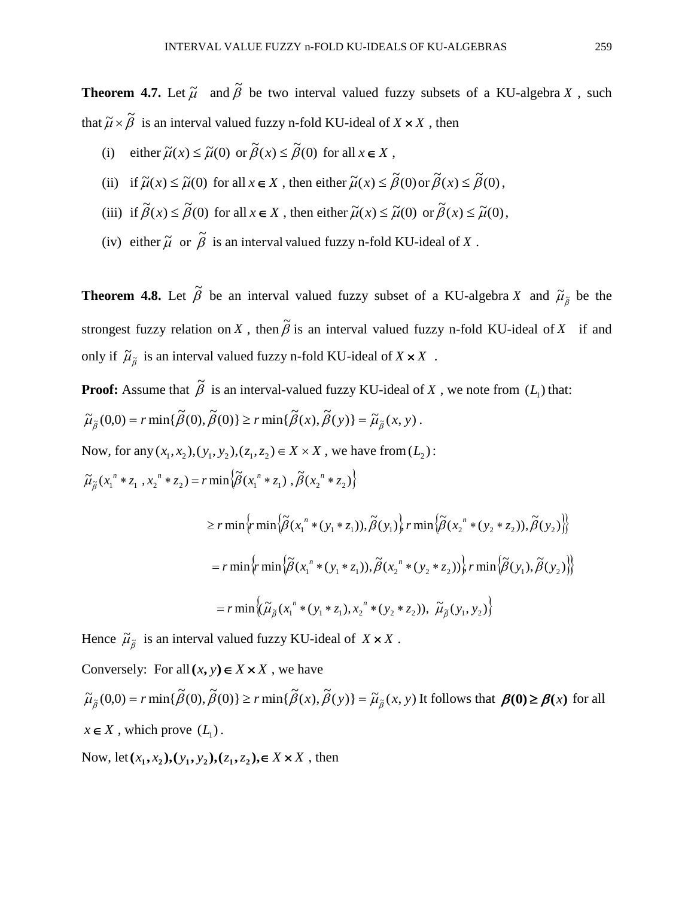**Theorem 4.7.** Let $\tilde{\mu}$ and $\tilde{\beta}$ be two interval valued fuzzy subsets of a KU-algebra $X$, such that $\tilde{\mu}\times\tilde{\beta}$ is an interval valued fuzzy n-fold KU-ideal of $X\times X$, then

(i) either $\tilde{\mu}(x)\leq\tilde{\mu}(0)$ or $\tilde{\beta}(x)\leq\tilde{\beta}(0)$ for all $x\in X$,

(ii) if $\tilde{\mu}(x)\leq\tilde{\mu}(0)$ for all $x\in X$, then either $\tilde{\mu}(x)\leq\tilde{\beta}(0)$ or $\tilde{\beta}(x)\leq\tilde{\beta}(0)$,

(iii) if $\tilde{\beta}(x)\leq\tilde{\beta}(0)$ for all $x\in X$, then either $\tilde{\mu}(x)\leq\tilde{\mu}(0)$ or $\tilde{\beta}(x)\leq\tilde{\mu}(0)$,

(iv) either $\tilde{\mu}$ or $\tilde{\beta}$ is an interval valued fuzzy n-fold KU-ideal of $X$.

**Theorem 4.8.** Let $\tilde{\beta}$ be an interval valued fuzzy subset of a KU-algebra $X$ and $\tilde{\mu}_{\tilde{\beta}}$ be the strongest fuzzy relation on $X$, then $\tilde{\beta}$ is an interval valued fuzzy n-fold KU-ideal of $X$ if and only if $\tilde{\mu}_{\tilde{\beta}}$ is an interval valued fuzzy n-fold KU-ideal of $X\times X$.

**Proof:** Assume that $\tilde{\beta}$ is an interval-valued fuzzy KU-ideal of $X$, we note from $(L_1)$ that:

$\tilde{\mu}_{\tilde{\beta}}(0,0)=r\min\{\tilde{\beta}(0),\tilde{\beta}(0)\}\geq r\min\{\tilde{\beta}(x),\tilde{\beta}(y)\}=\tilde{\mu}_{\tilde{\beta}}(x,y)$.

Now, for any $(x_1,x_2),(y_1,y_2),(z_1,z_2)\in X\times X$, we have from $(L_2)$:

$$\tilde{\mu}_{\tilde{\beta}}(x_1^{\,n}*z_1\,,x_2^{\,n}*z_2)=r\min\left\{\tilde{\beta}(x_1^{\,n}*z_1)\,,\tilde{\beta}(x_2^{\,n}*z_2)\right\}$$

$$\geq r\min\left\{r\min\left\{\tilde{\beta}(x_1^{\,n}*(y_1*z_1)),\tilde{\beta}(y_1)\right\},r\min\left\{\tilde{\beta}(x_2^{\,n}*(y_2*z_2)),\tilde{\beta}(y_2)\right\}\right\}$$

$$=r\min\left\{r\min\left\{\tilde{\beta}(x_1^{\,n}*(y_1*z_1)),\tilde{\beta}(x_2^{\,n}*(y_2*z_2))\right\},r\min\left\{\tilde{\beta}(y_1),\tilde{\beta}(y_2)\right\}\right\}$$

$$=r\min\left\{(\tilde{\mu}_{\tilde{\beta}}(x_1^{\,n}*(y_1*z_1),x_2^{\,n}*(y_2*z_2)),\ \tilde{\mu}_{\tilde{\beta}}(y_1,y_2)\right\}$$

Hence $\tilde{\mu}_{\tilde{\beta}}$ is an interval valued fuzzy KU-ideal of $X\times X$.

Conversely: For all $(x,y)\in X\times X$, we have

$\tilde{\mu}_{\tilde{\beta}}(0,0)=r\min\{\tilde{\beta}(0),\tilde{\beta}(0)\}\geq r\min\{\tilde{\beta}(x),\tilde{\beta}(y)\}=\tilde{\mu}_{\tilde{\beta}}(x,y)$ It follows that $\beta(0)\geq\beta(x)$ for all $x\in X$, which prove $(L_1)$.

Now, let $(x_1,x_2),(y_1,y_2),(z_1,z_2),\in X\times X$, then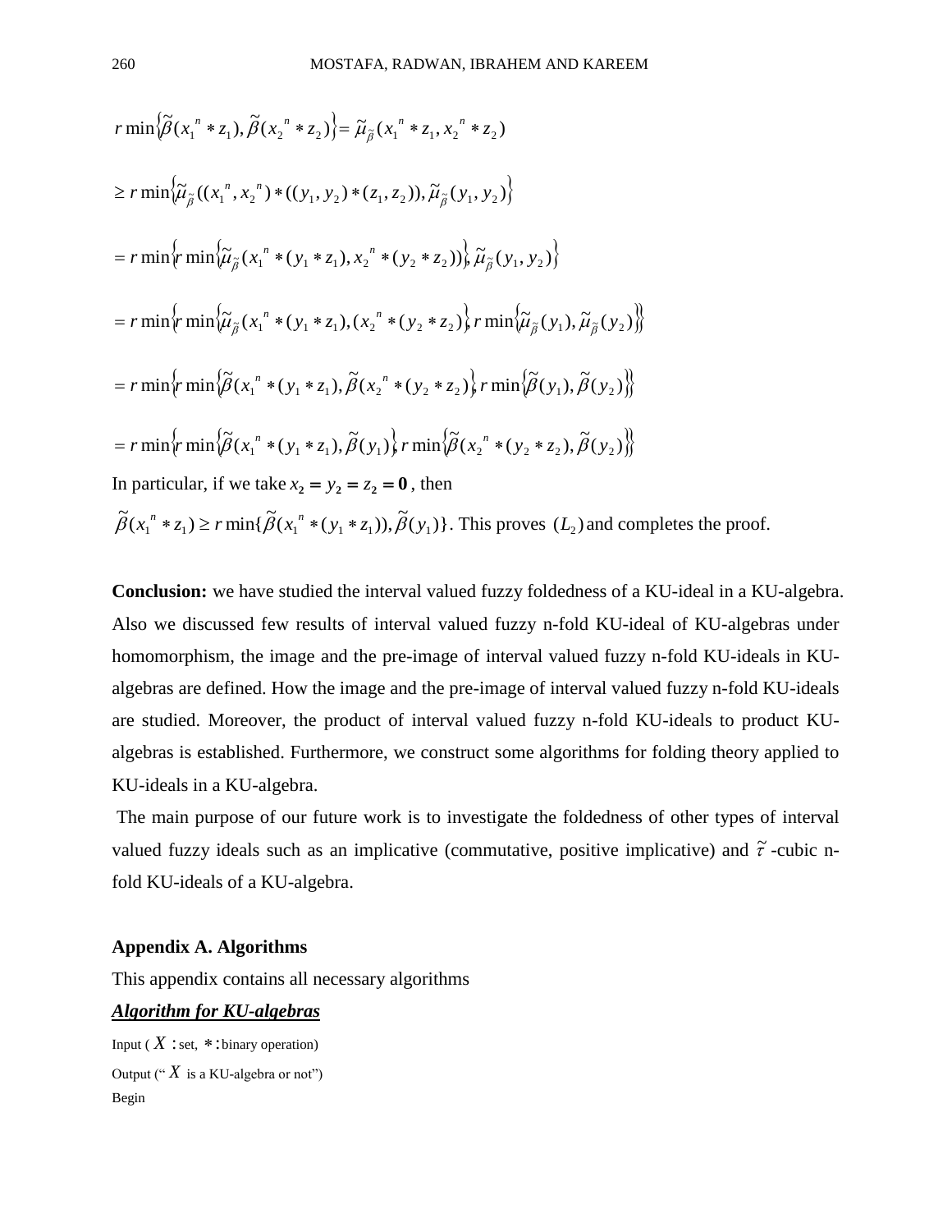$$r\min\{\tilde{\beta}(x_1{}^n * z_1), \tilde{\beta}(x_2{}^n * z_2)\} = \tilde{\mu}_{\tilde{\beta}}(x_1{}^n * z_1, x_2{}^n * z_2)$$

$$\geq r\min\{\tilde{\mu}_{\tilde{\beta}}((x_1{}^n, x_2{}^n) * ((y_1, y_2) * (z_1, z_2)), \tilde{\mu}_{\tilde{\beta}}(y_1, y_2)\}$$

$$= r\min\{r\min\{\tilde{\mu}_{\tilde{\beta}}(x_1{}^n * (y_1 * z_1), x_2{}^n * (y_2 * z_2))\}, \tilde{\mu}_{\tilde{\beta}}(y_1, y_2)\}$$

$$= r\min\{r\min\{\tilde{\mu}_{\tilde{\beta}}(x_1{}^n * (y_1 * z_1), (x_2{}^n * (y_2 * z_2)\}, r\min\{\tilde{\mu}_{\tilde{\beta}}(y_1), \tilde{\mu}_{\tilde{\beta}}(y_2)\}\}$$

$$= r\min\{r\min\{\tilde{\beta}(x_1{}^n * (y_1 * z_1), \tilde{\beta}(x_2{}^n * (y_2 * z_2)\}, r\min\{\tilde{\beta}(y_1), \tilde{\beta}(y_2)\}\}$$

$$= r\min\{r\min\{\tilde{\beta}(x_1{}^n * (y_1 * z_1), \tilde{\beta}(y_1)\}, r\min\{\tilde{\beta}(x_2{}^n * (y_2 * z_2), \tilde{\beta}(y_2)\}\}$$

In particular, if we take $x_2 = y_2 = z_2 = \mathbf{0}$, then

$\tilde{\beta}(x_1{}^n * z_1) \geq r\min\{\tilde{\beta}(x_1{}^n * (y_1 * z_1)), \tilde{\beta}(y_1)\}$. This proves $(L_2)$ and completes the proof.

**Conclusion:** we have studied the interval valued fuzzy foldedness of a KU-ideal in a KU-algebra. Also we discussed few results of interval valued fuzzy n-fold KU-ideal of KU-algebras under homomorphism, the image and the pre-image of interval valued fuzzy n-fold KU-ideals in KU-algebras are defined. How the image and the pre-image of interval valued fuzzy n-fold KU-ideals are studied. Moreover, the product of interval valued fuzzy n-fold KU-ideals to product KU-algebras is established. Furthermore, we construct some algorithms for folding theory applied to KU-ideals in a KU-algebra.

The main purpose of our future work is to investigate the foldedness of other types of interval valued fuzzy ideals such as an implicative (commutative, positive implicative) and $\tilde{\tau}$ -cubic n-fold KU-ideals of a KU-algebra.

**Appendix A. Algorithms**

This appendix contains all necessary algorithms

***Algorithm for KU-algebras***

Input ( $X$ : set, $*$ : binary operation)

Output (" $X$ is a KU-algebra or not")

Begin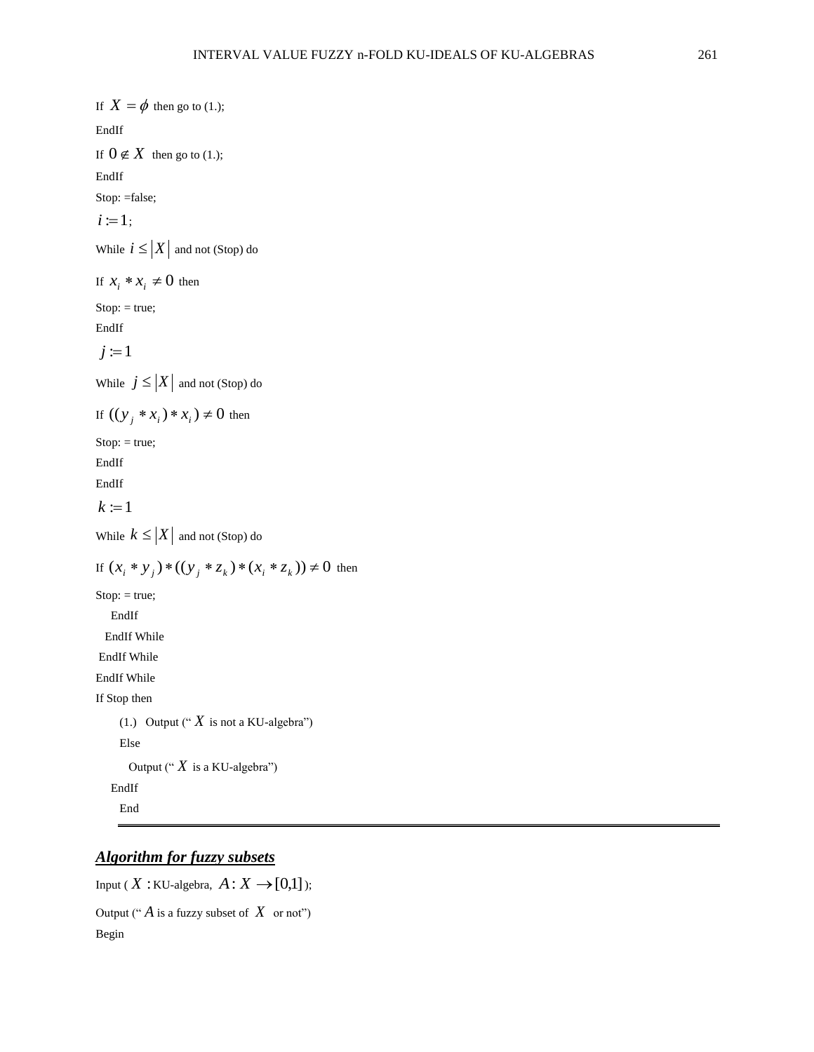If $X = \phi$ then go to (1.);

EndIf

If $0 \notin X$ then go to (1.);

EndIf

Stop: =false;

$i := 1$;

While $i \leq |X|$ and not (Stop) do

If $x_i * x_i \neq 0$ then

Stop: = true;

EndIf

$j := 1$

While $j \leq |X|$ and not (Stop) do

If $((y_j * x_i) * x_i) \neq 0$ then

Stop: = true;

EndIf

EndIf

$k := 1$

While $k \leq |X|$ and not (Stop) do

If $(x_i * y_j) * ((y_j * z_k) * (x_i * z_k)) \neq 0$ then

Stop: = true;

EndIf

EndIf While

EndIf While

EndIf While

If Stop then

(1.) Output (“$X$ is not a KU-algebra”)

Else

Output (“$X$ is a KU-algebra”)

EndIf

End

---

## ***Algorithm for fuzzy subsets***

Input ( $X$ : KU-algebra, $A : X \to [0,1]$ );

Output (“$A$ is a fuzzy subset of $X$ or not”)

Begin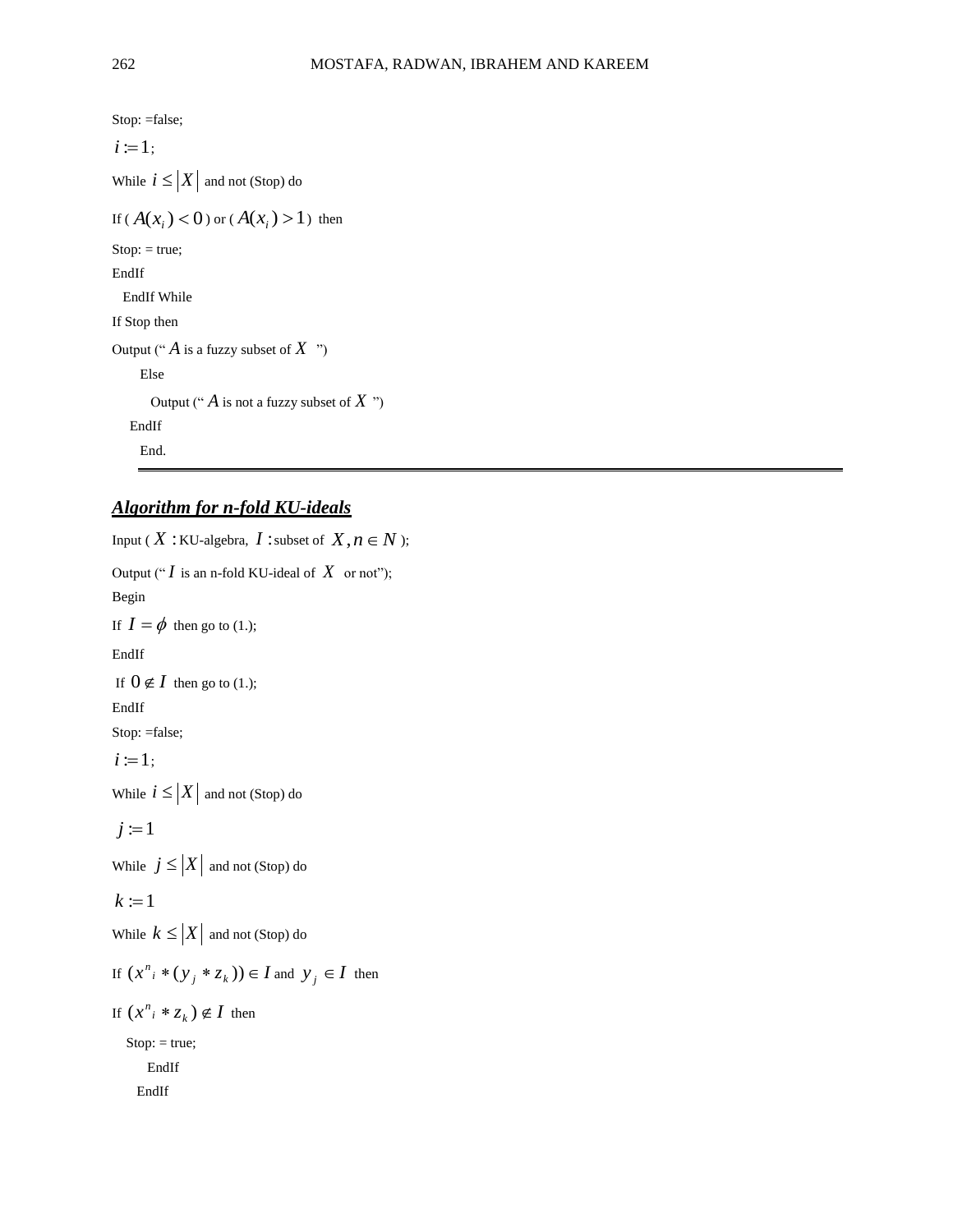Stop: =false;

$i := 1$;

While $i \leq |X|$ and not (Stop) do

If ( $A(x_i) < 0$ ) or ( $A(x_i) > 1$ ) then

Stop: = true;

EndIf

EndIf While

If Stop then

Output (" $A$ is a fuzzy subset of $X$ ")

Else

Output (" $A$ is not a fuzzy subset of $X$ ")

EndIf

End.

---

## ***Algorithm for n-fold KU-ideals***

Input ( $X$ : KU-algebra, $I$ : subset of $X, n \in N$ );

Output (" $I$ is an n-fold KU-ideal of $X$ or not");

Begin

If $I = \phi$ then go to (1.);

EndIf

If $0 \notin I$ then go to (1.);

EndIf

Stop: =false;

$i := 1$;

While $i \leq |X|$ and not (Stop) do

$j := 1$

While $j \leq |X|$ and not (Stop) do

$k := 1$

While $k \leq |X|$ and not (Stop) do

If $(x^n{}_i * (y_j * z_k)) \in I$ and $y_j \in I$ then

If $(x^n{}_i * z_k) \notin I$ then

Stop: = true;

EndIf

EndIf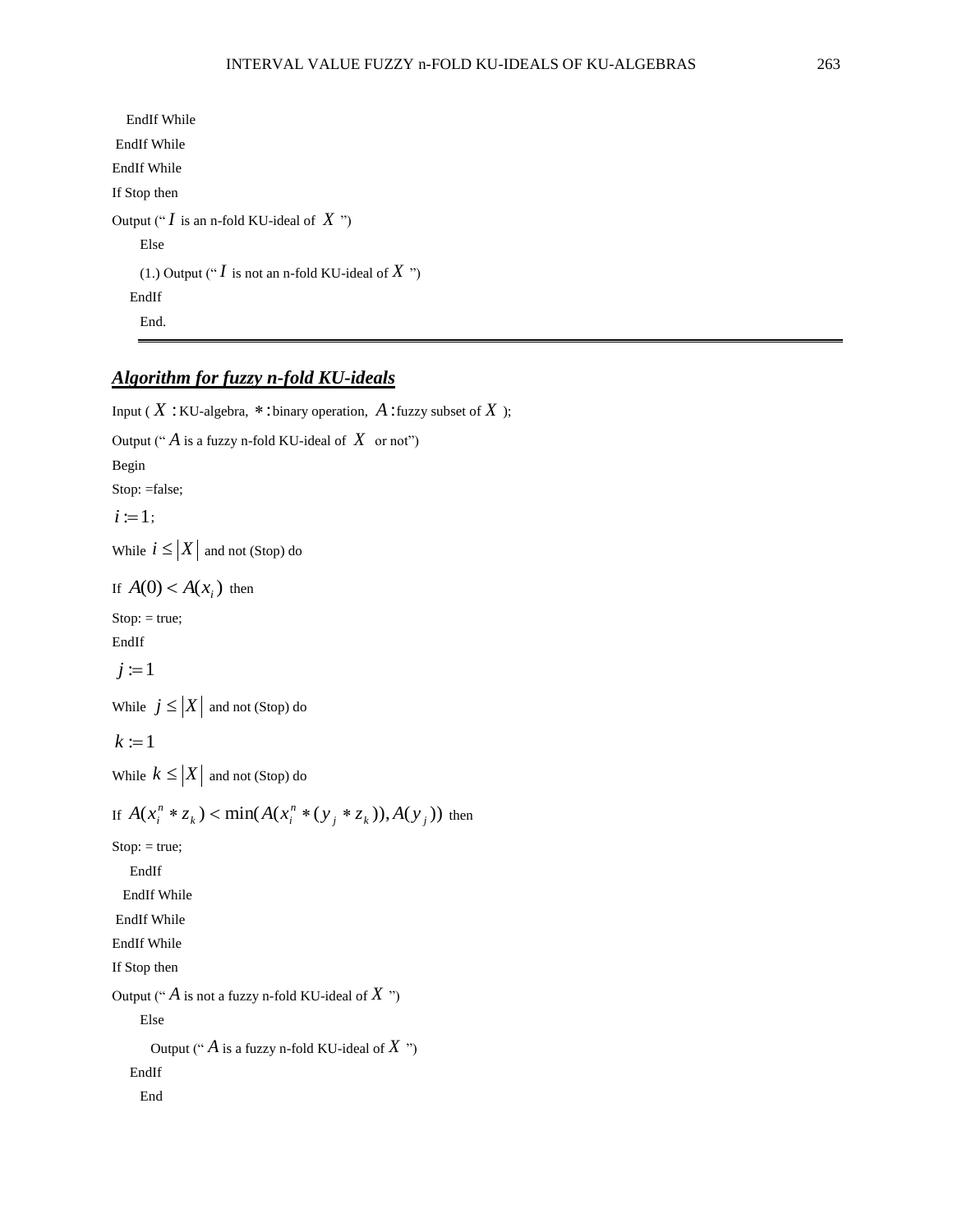EndIf While

EndIf While

EndIf While

If Stop then

Output (" $I$ is an n-fold KU-ideal of $X$ ")

Else

(1.) Output (" $I$ is not an n-fold KU-ideal of $X$ ")

EndIf

End.

---

## ***Algorithm for fuzzy n-fold KU-ideals***

Input ( $X$ : KU-algebra, $*$ : binary operation, $A$ : fuzzy subset of $X$ );

Output (" $A$ is a fuzzy n-fold KU-ideal of $X$ or not")

Begin

Stop: =false;

$i := 1$;

While $i \leq |X|$ and not (Stop) do

If $A(0) < A(x_i)$ then

Stop: = true;

EndIf

$j := 1$

While $j \leq |X|$ and not (Stop) do

$k := 1$

While $k \leq |X|$ and not (Stop) do

If $A(x_i^n * z_k) < \min(A(x_i^n * (y_j * z_k)), A(y_j))$ then

Stop: = true;

EndIf

EndIf While

EndIf While

EndIf While

If Stop then

Output (" $A$ is not a fuzzy n-fold KU-ideal of $X$ ")

Else

Output (" $A$ is a fuzzy n-fold KU-ideal of $X$ ")

EndIf

End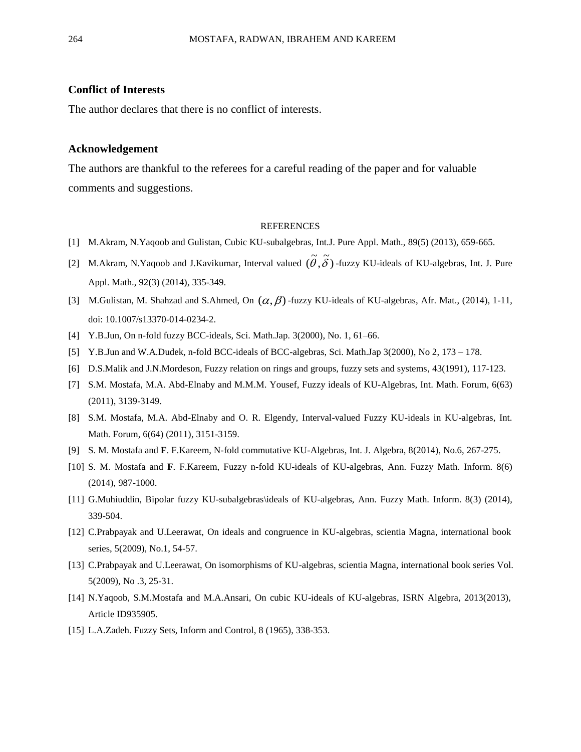## Conflict of Interests

The author declares that there is no conflict of interests.

## Acknowledgement

The authors are thankful to the referees for a careful reading of the paper and for valuable comments and suggestions.

## REFERENCES

[1] M.Akram, N.Yaqoob and Gulistan, Cubic KU-subalgebras, Int.J. Pure Appl. Math., 89(5) (2013), 659-665.

[2] M.Akram, N.Yaqoob and J.Kavikumar, Interval valued $(\tilde{\theta}, \tilde{\delta})$-fuzzy KU-ideals of KU-algebras, Int. J. Pure Appl. Math., 92(3) (2014), 335-349.

[3] M.Gulistan, M. Shahzad and S.Ahmed, On $(\alpha, \beta)$-fuzzy KU-ideals of KU-algebras, Afr. Mat., (2014), 1-11, doi: 10.1007/s13370-014-0234-2.

[4] Y.B.Jun, On n-fold fuzzy BCC-ideals, Sci. Math.Jap. 3(2000), No. 1, 61–66.

[5] Y.B.Jun and W.A.Dudek, n-fold BCC-ideals of BCC-algebras, Sci. Math.Jap 3(2000), No 2, 173 – 178.

[6] D.S.Malik and J.N.Mordeson, Fuzzy relation on rings and groups, fuzzy sets and systems, 43(1991), 117-123.

[7] S.M. Mostafa, M.A. Abd-Elnaby and M.M.M. Yousef, Fuzzy ideals of KU-Algebras, Int. Math. Forum, 6(63) (2011), 3139-3149.

[8] S.M. Mostafa, M.A. Abd-Elnaby and O. R. Elgendy, Interval-valued Fuzzy KU-ideals in KU-algebras, Int. Math. Forum, 6(64) (2011), 3151-3159.

[9] S. M. Mostafa and **F**. F.Kareem, N-fold commutative KU-Algebras, Int. J. Algebra, 8(2014), No.6, 267-275.

[10] S. M. Mostafa and **F**. F.Kareem, Fuzzy n-fold KU-ideals of KU-algebras, Ann. Fuzzy Math. Inform. 8(6) (2014), 987-1000.

[11] G.Muhiuddin, Bipolar fuzzy KU-subalgebras\ideals of KU-algebras, Ann. Fuzzy Math. Inform. 8(3) (2014), 339-504.

[12] C.Prabpayak and U.Leerawat, On ideals and congruence in KU-algebras, scientia Magna, international book series, 5(2009), No.1, 54-57.

[13] C.Prabpayak and U.Leerawat, On isomorphisms of KU-algebras, scientia Magna, international book series Vol. 5(2009), No .3, 25-31.

[14] N.Yaqoob, S.M.Mostafa and M.A.Ansari, On cubic KU-ideals of KU-algebras, ISRN Algebra, 2013(2013), Article ID935905.

[15] L.A.Zadeh. Fuzzy Sets, Inform and Control, 8 (1965), 338-353.